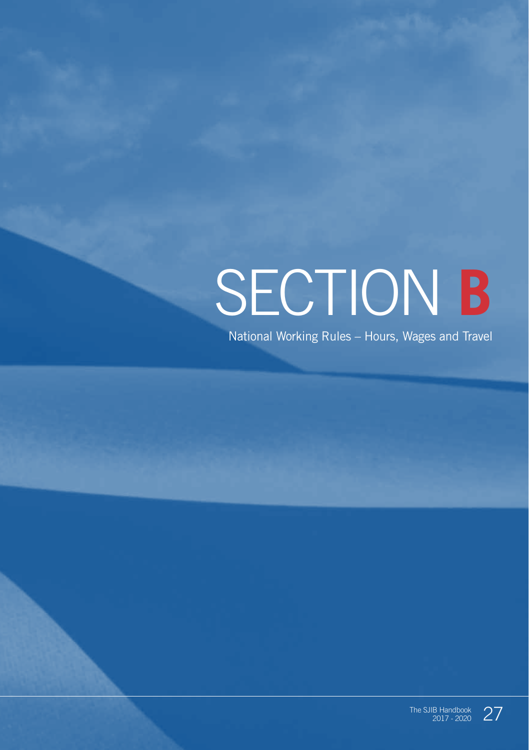# SECTION B

National Working Rules – Hours, Wages and Travel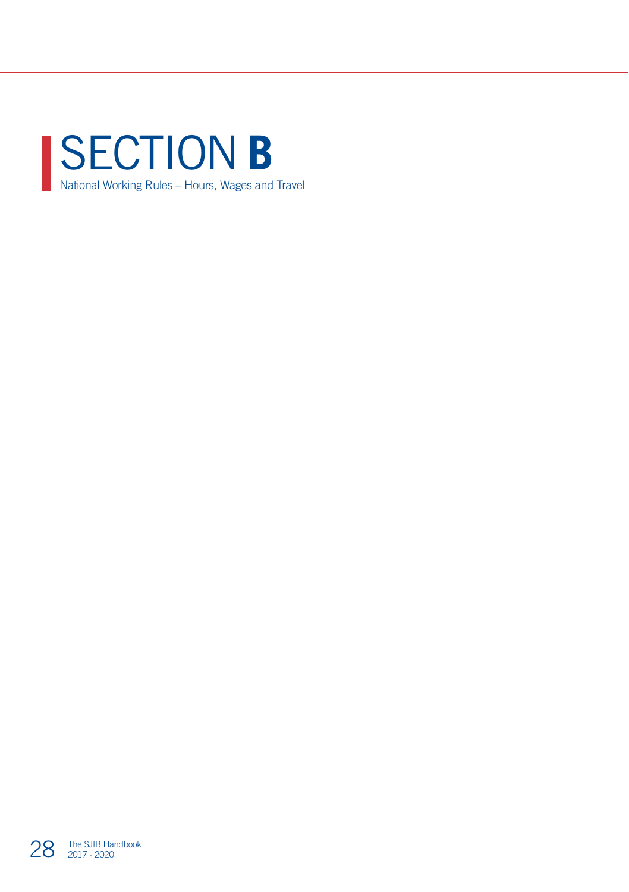# SECTION **B**

National Working Rules – Hours, Wages and Travel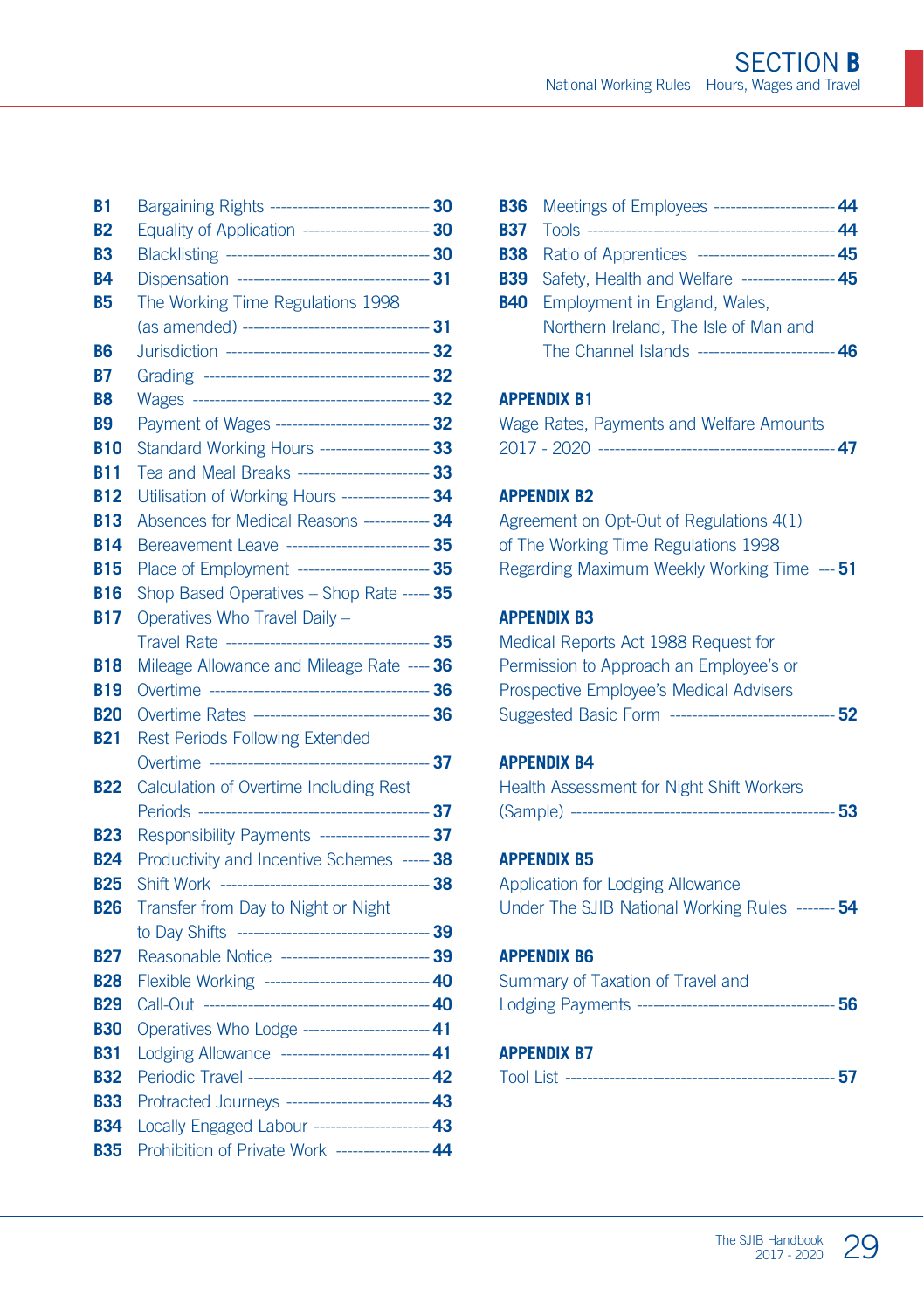# SECTION B

National Working Rules – Hours, Wages and Travel

| | | |
|---|---|---|
| **B1** | Bargaining Rights | **30** |
| **B2** | Equality of Application | **30** |
| **B3** | Blacklisting | **30** |
| **B4** | Dispensation | **31** |
| **B5** | The Working Time Regulations 1998 (as amended) | **31** |
| **B6** | Jurisdiction | **32** |
| **B7** | Grading | **32** |
| **B8** | Wages | **32** |
| **B9** | Payment of Wages | **32** |
| **B10** | Standard Working Hours | **33** |
| **B11** | Tea and Meal Breaks | **33** |
| **B12** | Utilisation of Working Hours | **34** |
| **B13** | Absences for Medical Reasons | **34** |
| **B14** | Bereavement Leave | **35** |
| **B15** | Place of Employment | **35** |
| **B16** | Shop Based Operatives – Shop Rate | **35** |
| **B17** | Operatives Who Travel Daily – Travel Rate | **35** |
| **B18** | Mileage Allowance and Mileage Rate | **36** |
| **B19** | Overtime | **36** |
| **B20** | Overtime Rates | **36** |
| **B21** | Rest Periods Following Extended Overtime | **37** |
| **B22** | Calculation of Overtime Including Rest Periods | **37** |
| **B23** | Responsibility Payments | **37** |
| **B24** | Productivity and Incentive Schemes | **38** |
| **B25** | Shift Work | **38** |
| **B26** | Transfer from Day to Night or Night to Day Shifts | **39** |
| **B27** | Reasonable Notice | **39** |
| **B28** | Flexible Working | **40** |
| **B29** | Call-Out | **40** |
| **B30** | Operatives Who Lodge | **41** |
| **B31** | Lodging Allowance | **41** |
| **B32** | Periodic Travel | **42** |
| **B33** | Protracted Journeys | **43** |
| **B34** | Locally Engaged Labour | **43** |
| **B35** | Prohibition of Private Work | **44** |
| **B36** | Meetings of Employees | **44** |
| **B37** | Tools | **44** |
| **B38** | Ratio of Apprentices | **45** |
| **B39** | Safety, Health and Welfare | **45** |
| **B40** | Employment in England, Wales, Northern Ireland, The Isle of Man and The Channel Islands | **46** |

**APPENDIX B1**
Wage Rates, Payments and Welfare Amounts 2017 - 2020 — **47**

**APPENDIX B2**
Agreement on Opt-Out of Regulations 4(1) of The Working Time Regulations 1998 Regarding Maximum Weekly Working Time — **51**

**APPENDIX B3**
Medical Reports Act 1988 Request for Permission to Approach an Employee's or Prospective Employee's Medical Advisers Suggested Basic Form — **52**

**APPENDIX B4**
Health Assessment for Night Shift Workers (Sample) — **53**

**APPENDIX B5**
Application for Lodging Allowance Under The SJIB National Working Rules — **54**

**APPENDIX B6**
Summary of Taxation of Travel and Lodging Payments — **56**

**APPENDIX B7**
Tool List — **57**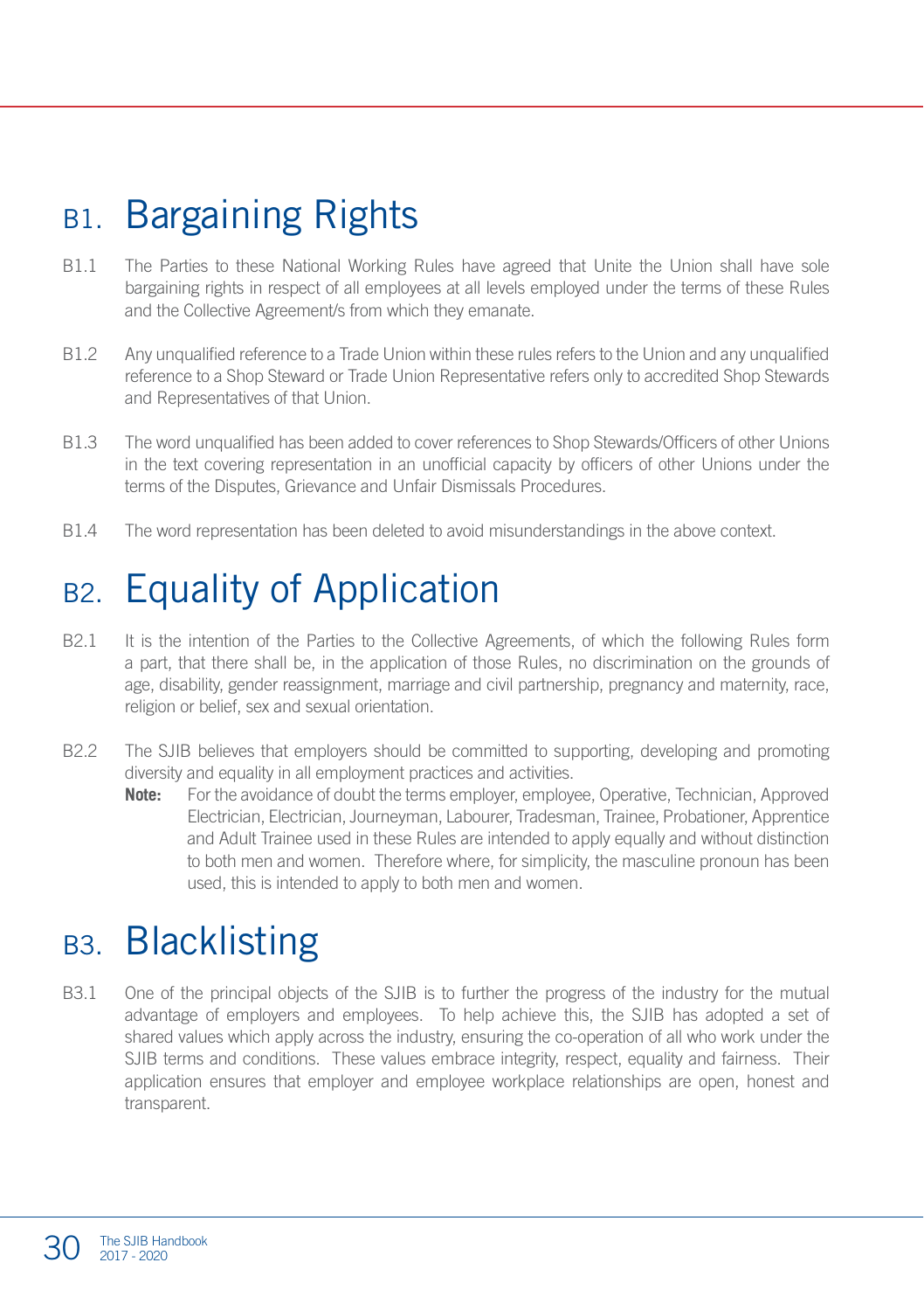# B1. Bargaining Rights

B1.1 The Parties to these National Working Rules have agreed that Unite the Union shall have sole bargaining rights in respect of all employees at all levels employed under the terms of these Rules and the Collective Agreement/s from which they emanate.

B1.2 Any unqualified reference to a Trade Union within these rules refers to the Union and any unqualified reference to a Shop Steward or Trade Union Representative refers only to accredited Shop Stewards and Representatives of that Union.

B1.3 The word unqualified has been added to cover references to Shop Stewards/Officers of other Unions in the text covering representation in an unofficial capacity by officers of other Unions under the terms of the Disputes, Grievance and Unfair Dismissals Procedures.

B1.4 The word representation has been deleted to avoid misunderstandings in the above context.

# B2. Equality of Application

B2.1 It is the intention of the Parties to the Collective Agreements, of which the following Rules form a part, that there shall be, in the application of those Rules, no discrimination on the grounds of age, disability, gender reassignment, marriage and civil partnership, pregnancy and maternity, race, religion or belief, sex and sexual orientation.

B2.2 The SJIB believes that employers should be committed to supporting, developing and promoting diversity and equality in all employment practices and activities.

**Note:** For the avoidance of doubt the terms employer, employee, Operative, Technician, Approved Electrician, Electrician, Journeyman, Labourer, Tradesman, Trainee, Probationer, Apprentice and Adult Trainee used in these Rules are intended to apply equally and without distinction to both men and women. Therefore where, for simplicity, the masculine pronoun has been used, this is intended to apply to both men and women.

# B3. Blacklisting

B3.1 One of the principal objects of the SJIB is to further the progress of the industry for the mutual advantage of employers and employees. To help achieve this, the SJIB has adopted a set of shared values which apply across the industry, ensuring the co-operation of all who work under the SJIB terms and conditions. These values embrace integrity, respect, equality and fairness. Their application ensures that employer and employee workplace relationships are open, honest and transparent.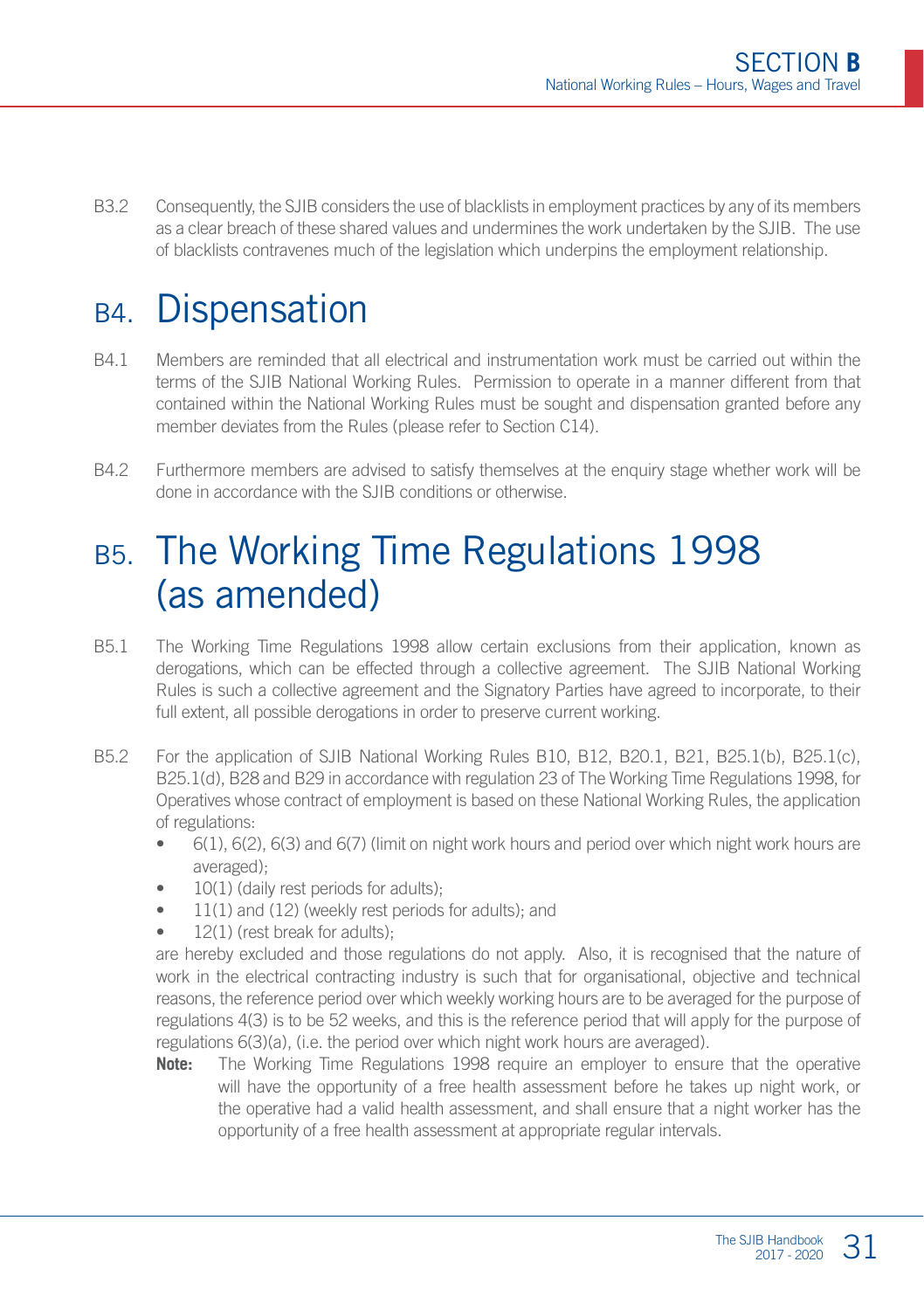B3.2 Consequently, the SJIB considers the use of blacklists in employment practices by any of its members as a clear breach of these shared values and undermines the work undertaken by the SJIB. The use of blacklists contravenes much of the legislation which underpins the employment relationship.

# B4. Dispensation

B4.1 Members are reminded that all electrical and instrumentation work must be carried out within the terms of the SJIB National Working Rules. Permission to operate in a manner different from that contained within the National Working Rules must be sought and dispensation granted before any member deviates from the Rules (please refer to Section C14).

B4.2 Furthermore members are advised to satisfy themselves at the enquiry stage whether work will be done in accordance with the SJIB conditions or otherwise.

# B5. The Working Time Regulations 1998 (as amended)

B5.1 The Working Time Regulations 1998 allow certain exclusions from their application, known as derogations, which can be effected through a collective agreement. The SJIB National Working Rules is such a collective agreement and the Signatory Parties have agreed to incorporate, to their full extent, all possible derogations in order to preserve current working.

B5.2 For the application of SJIB National Working Rules B10, B12, B20.1, B21, B25.1(b), B25.1(c), B25.1(d), B28 and B29 in accordance with regulation 23 of The Working Time Regulations 1998, for Operatives whose contract of employment is based on these National Working Rules, the application of regulations:

- 6(1), 6(2), 6(3) and 6(7) (limit on night work hours and period over which night work hours are averaged);
- 10(1) (daily rest periods for adults);
- 11(1) and (12) (weekly rest periods for adults); and
- 12(1) (rest break for adults);

are hereby excluded and those regulations do not apply. Also, it is recognised that the nature of work in the electrical contracting industry is such that for organisational, objective and technical reasons, the reference period over which weekly working hours are to be averaged for the purpose of regulations 4(3) is to be 52 weeks, and this is the reference period that will apply for the purpose of regulations 6(3)(a), (i.e. the period over which night work hours are averaged).

**Note:** The Working Time Regulations 1998 require an employer to ensure that the operative will have the opportunity of a free health assessment before he takes up night work, or the operative had a valid health assessment, and shall ensure that a night worker has the opportunity of a free health assessment at appropriate regular intervals.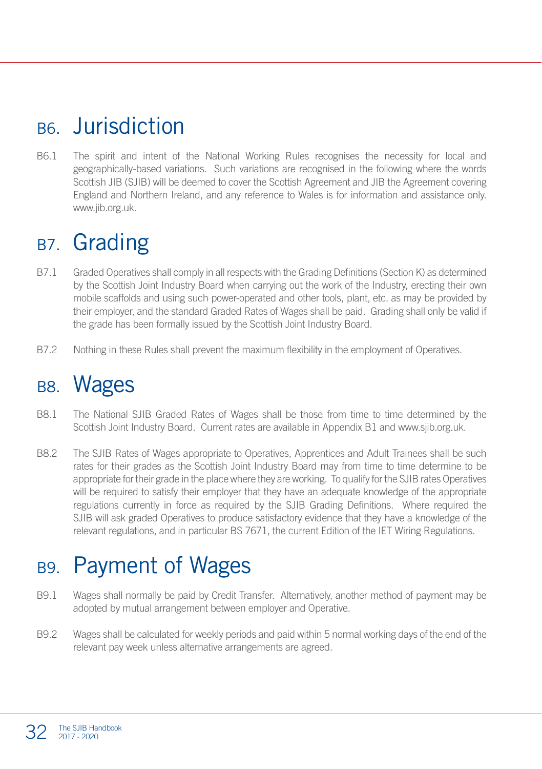# B6. Jurisdiction

B6.1 The spirit and intent of the National Working Rules recognises the necessity for local and geographically-based variations. Such variations are recognised in the following where the words Scottish JIB (SJIB) will be deemed to cover the Scottish Agreement and JIB the Agreement covering England and Northern Ireland, and any reference to Wales is for information and assistance only. www.jib.org.uk.

# B7. Grading

B7.1 Graded Operatives shall comply in all respects with the Grading Definitions (Section K) as determined by the Scottish Joint Industry Board when carrying out the work of the Industry, erecting their own mobile scaffolds and using such power-operated and other tools, plant, etc. as may be provided by their employer, and the standard Graded Rates of Wages shall be paid. Grading shall only be valid if the grade has been formally issued by the Scottish Joint Industry Board.

B7.2 Nothing in these Rules shall prevent the maximum flexibility in the employment of Operatives.

# B8. Wages

B8.1 The National SJIB Graded Rates of Wages shall be those from time to time determined by the Scottish Joint Industry Board. Current rates are available in Appendix B1 and www.sjib.org.uk.

B8.2 The SJIB Rates of Wages appropriate to Operatives, Apprentices and Adult Trainees shall be such rates for their grades as the Scottish Joint Industry Board may from time to time determine to be appropriate for their grade in the place where they are working. To qualify for the SJIB rates Operatives will be required to satisfy their employer that they have an adequate knowledge of the appropriate regulations currently in force as required by the SJIB Grading Definitions. Where required the SJIB will ask graded Operatives to produce satisfactory evidence that they have a knowledge of the relevant regulations, and in particular BS 7671, the current Edition of the IET Wiring Regulations.

# B9. Payment of Wages

B9.1 Wages shall normally be paid by Credit Transfer. Alternatively, another method of payment may be adopted by mutual arrangement between employer and Operative.

B9.2 Wages shall be calculated for weekly periods and paid within 5 normal working days of the end of the relevant pay week unless alternative arrangements are agreed.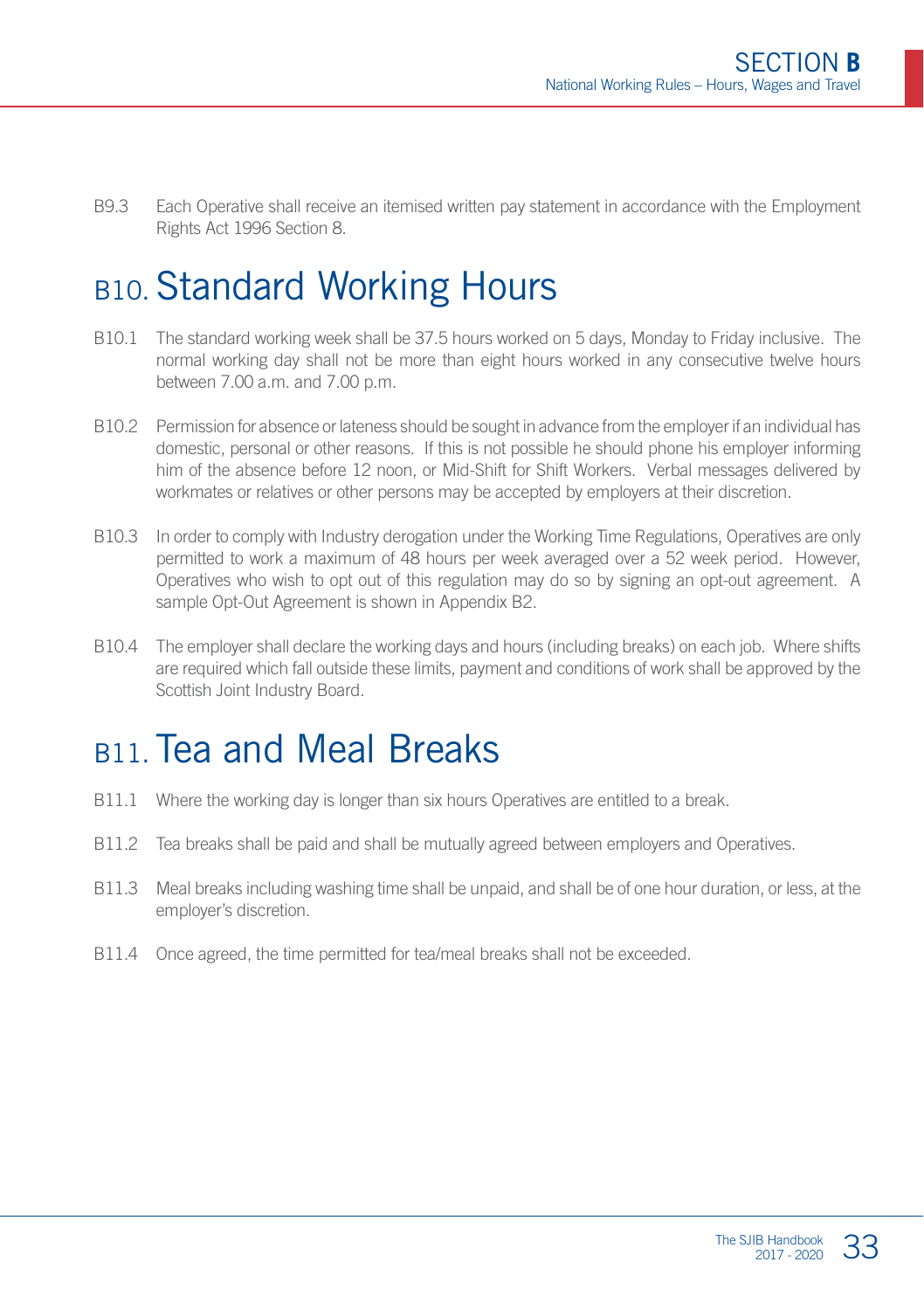B9.3 Each Operative shall receive an itemised written pay statement in accordance with the Employment Rights Act 1996 Section 8.

## B10. Standard Working Hours

B10.1 The standard working week shall be 37.5 hours worked on 5 days, Monday to Friday inclusive. The normal working day shall not be more than eight hours worked in any consecutive twelve hours between 7.00 a.m. and 7.00 p.m.

B10.2 Permission for absence or lateness should be sought in advance from the employer if an individual has domestic, personal or other reasons. If this is not possible he should phone his employer informing him of the absence before 12 noon, or Mid-Shift for Shift Workers. Verbal messages delivered by workmates or relatives or other persons may be accepted by employers at their discretion.

B10.3 In order to comply with Industry derogation under the Working Time Regulations, Operatives are only permitted to work a maximum of 48 hours per week averaged over a 52 week period. However, Operatives who wish to opt out of this regulation may do so by signing an opt-out agreement. A sample Opt-Out Agreement is shown in Appendix B2.

B10.4 The employer shall declare the working days and hours (including breaks) on each job. Where shifts are required which fall outside these limits, payment and conditions of work shall be approved by the Scottish Joint Industry Board.

## B11. Tea and Meal Breaks

B11.1 Where the working day is longer than six hours Operatives are entitled to a break.

B11.2 Tea breaks shall be paid and shall be mutually agreed between employers and Operatives.

B11.3 Meal breaks including washing time shall be unpaid, and shall be of one hour duration, or less, at the employer's discretion.

B11.4 Once agreed, the time permitted for tea/meal breaks shall not be exceeded.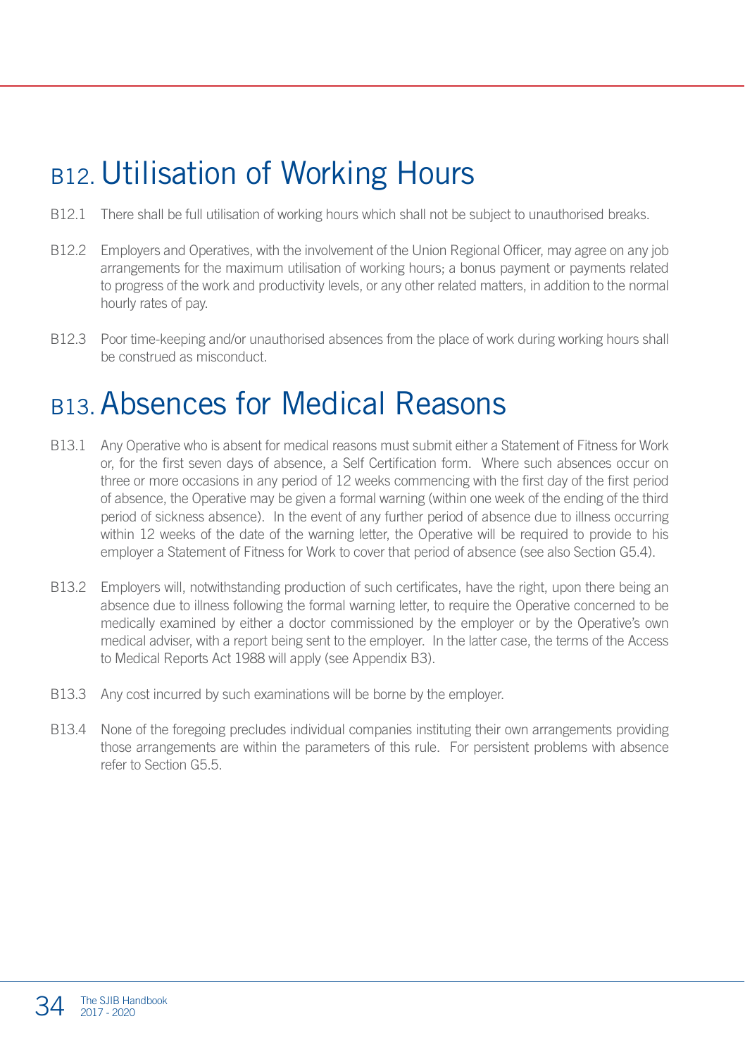# B12. Utilisation of Working Hours

B12.1 There shall be full utilisation of working hours which shall not be subject to unauthorised breaks.

B12.2 Employers and Operatives, with the involvement of the Union Regional Officer, may agree on any job arrangements for the maximum utilisation of working hours; a bonus payment or payments related to progress of the work and productivity levels, or any other related matters, in addition to the normal hourly rates of pay.

B12.3 Poor time-keeping and/or unauthorised absences from the place of work during working hours shall be construed as misconduct.

# B13. Absences for Medical Reasons

B13.1 Any Operative who is absent for medical reasons must submit either a Statement of Fitness for Work or, for the first seven days of absence, a Self Certification form. Where such absences occur on three or more occasions in any period of 12 weeks commencing with the first day of the first period of absence, the Operative may be given a formal warning (within one week of the ending of the third period of sickness absence). In the event of any further period of absence due to illness occurring within 12 weeks of the date of the warning letter, the Operative will be required to provide to his employer a Statement of Fitness for Work to cover that period of absence (see also Section G5.4).

B13.2 Employers will, notwithstanding production of such certificates, have the right, upon there being an absence due to illness following the formal warning letter, to require the Operative concerned to be medically examined by either a doctor commissioned by the employer or by the Operative's own medical adviser, with a report being sent to the employer. In the latter case, the terms of the Access to Medical Reports Act 1988 will apply (see Appendix B3).

B13.3 Any cost incurred by such examinations will be borne by the employer.

B13.4 None of the foregoing precludes individual companies instituting their own arrangements providing those arrangements are within the parameters of this rule. For persistent problems with absence refer to Section G5.5.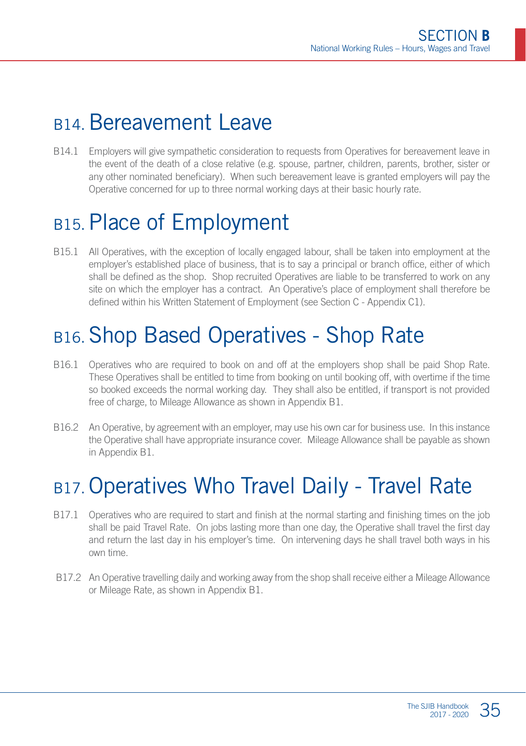# B14. Bereavement Leave

B14.1 Employers will give sympathetic consideration to requests from Operatives for bereavement leave in the event of the death of a close relative (e.g. spouse, partner, children, parents, brother, sister or any other nominated beneficiary). When such bereavement leave is granted employers will pay the Operative concerned for up to three normal working days at their basic hourly rate.

# B15. Place of Employment

B15.1 All Operatives, with the exception of locally engaged labour, shall be taken into employment at the employer's established place of business, that is to say a principal or branch office, either of which shall be defined as the shop. Shop recruited Operatives are liable to be transferred to work on any site on which the employer has a contract. An Operative's place of employment shall therefore be defined within his Written Statement of Employment (see Section C - Appendix C1).

# B16. Shop Based Operatives - Shop Rate

B16.1 Operatives who are required to book on and off at the employers shop shall be paid Shop Rate. These Operatives shall be entitled to time from booking on until booking off, with overtime if the time so booked exceeds the normal working day. They shall also be entitled, if transport is not provided free of charge, to Mileage Allowance as shown in Appendix B1.

B16.2 An Operative, by agreement with an employer, may use his own car for business use. In this instance the Operative shall have appropriate insurance cover. Mileage Allowance shall be payable as shown in Appendix B1.

# B17. Operatives Who Travel Daily - Travel Rate

B17.1 Operatives who are required to start and finish at the normal starting and finishing times on the job shall be paid Travel Rate. On jobs lasting more than one day, the Operative shall travel the first day and return the last day in his employer's time. On intervening days he shall travel both ways in his own time.

B17.2 An Operative travelling daily and working away from the shop shall receive either a Mileage Allowance or Mileage Rate, as shown in Appendix B1.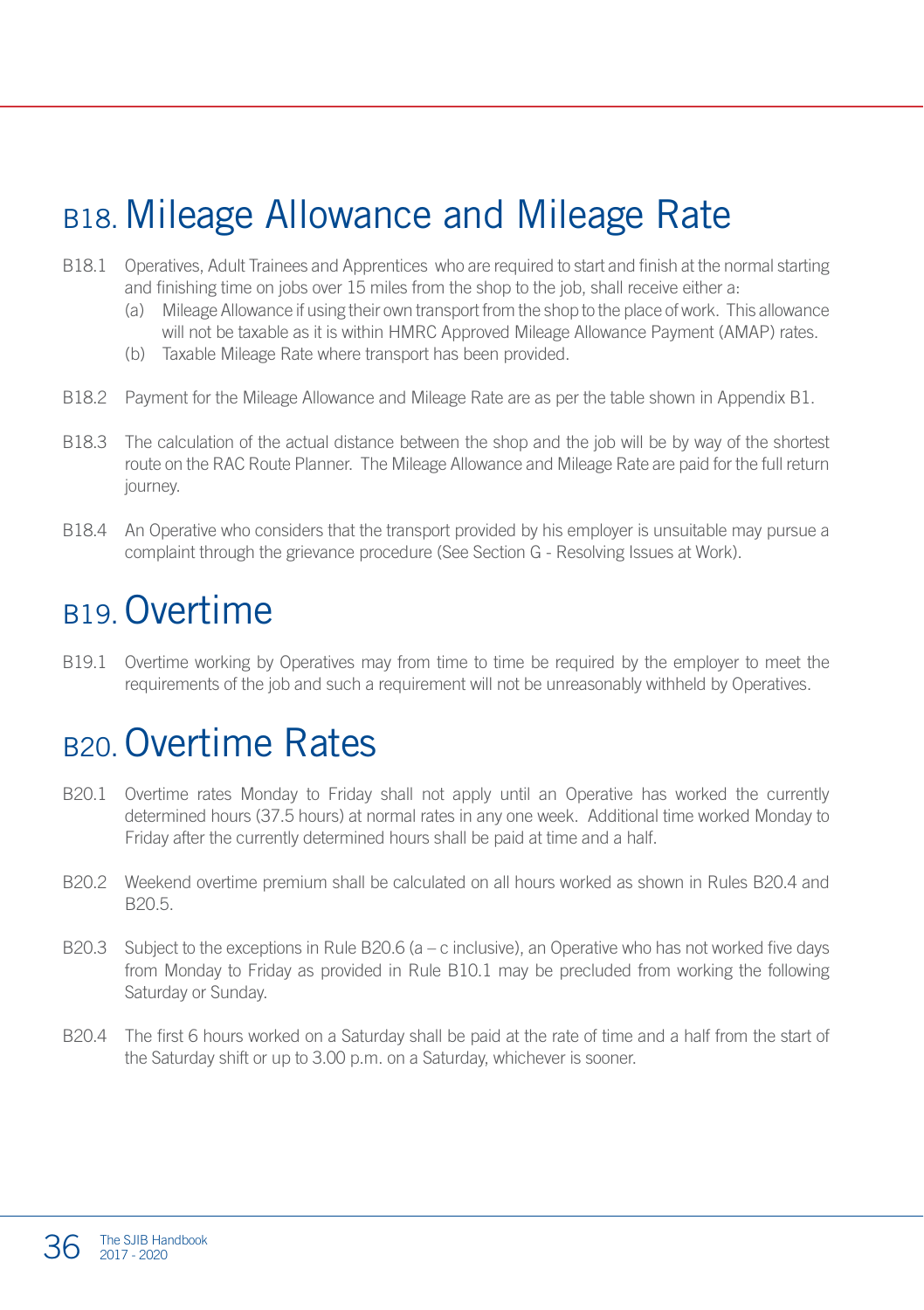# B18. Mileage Allowance and Mileage Rate

B18.1 Operatives, Adult Trainees and Apprentices who are required to start and finish at the normal starting and finishing time on jobs over 15 miles from the shop to the job, shall receive either a:

(a) Mileage Allowance if using their own transport from the shop to the place of work. This allowance will not be taxable as it is within HMRC Approved Mileage Allowance Payment (AMAP) rates.

(b) Taxable Mileage Rate where transport has been provided.

B18.2 Payment for the Mileage Allowance and Mileage Rate are as per the table shown in Appendix B1.

B18.3 The calculation of the actual distance between the shop and the job will be by way of the shortest route on the RAC Route Planner. The Mileage Allowance and Mileage Rate are paid for the full return journey.

B18.4 An Operative who considers that the transport provided by his employer is unsuitable may pursue a complaint through the grievance procedure (See Section G - Resolving Issues at Work).

# B19. Overtime

B19.1 Overtime working by Operatives may from time to time be required by the employer to meet the requirements of the job and such a requirement will not be unreasonably withheld by Operatives.

# B20. Overtime Rates

B20.1 Overtime rates Monday to Friday shall not apply until an Operative has worked the currently determined hours (37.5 hours) at normal rates in any one week. Additional time worked Monday to Friday after the currently determined hours shall be paid at time and a half.

B20.2 Weekend overtime premium shall be calculated on all hours worked as shown in Rules B20.4 and B20.5.

B20.3 Subject to the exceptions in Rule B20.6 (a – c inclusive), an Operative who has not worked five days from Monday to Friday as provided in Rule B10.1 may be precluded from working the following Saturday or Sunday.

B20.4 The first 6 hours worked on a Saturday shall be paid at the rate of time and a half from the start of the Saturday shift or up to 3.00 p.m. on a Saturday, whichever is sooner.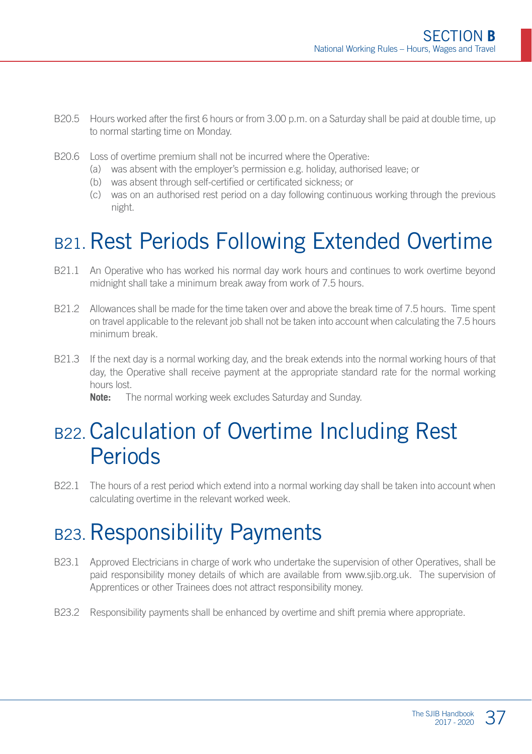B20.5 Hours worked after the first 6 hours or from 3.00 p.m. on a Saturday shall be paid at double time, up to normal starting time on Monday.

B20.6 Loss of overtime premium shall not be incurred where the Operative:

(a) was absent with the employer's permission e.g. holiday, authorised leave; or

(b) was absent through self-certified or certificated sickness; or

(c) was on an authorised rest period on a day following continuous working through the previous night.

## B21. Rest Periods Following Extended Overtime

B21.1 An Operative who has worked his normal day work hours and continues to work overtime beyond midnight shall take a minimum break away from work of 7.5 hours.

B21.2 Allowances shall be made for the time taken over and above the break time of 7.5 hours. Time spent on travel applicable to the relevant job shall not be taken into account when calculating the 7.5 hours minimum break.

B21.3 If the next day is a normal working day, and the break extends into the normal working hours of that day, the Operative shall receive payment at the appropriate standard rate for the normal working hours lost.

**Note:** The normal working week excludes Saturday and Sunday.

## B22. Calculation of Overtime Including Rest Periods

B22.1 The hours of a rest period which extend into a normal working day shall be taken into account when calculating overtime in the relevant worked week.

## B23. Responsibility Payments

B23.1 Approved Electricians in charge of work who undertake the supervision of other Operatives, shall be paid responsibility money details of which are available from www.sjib.org.uk. The supervision of Apprentices or other Trainees does not attract responsibility money.

B23.2 Responsibility payments shall be enhanced by overtime and shift premia where appropriate.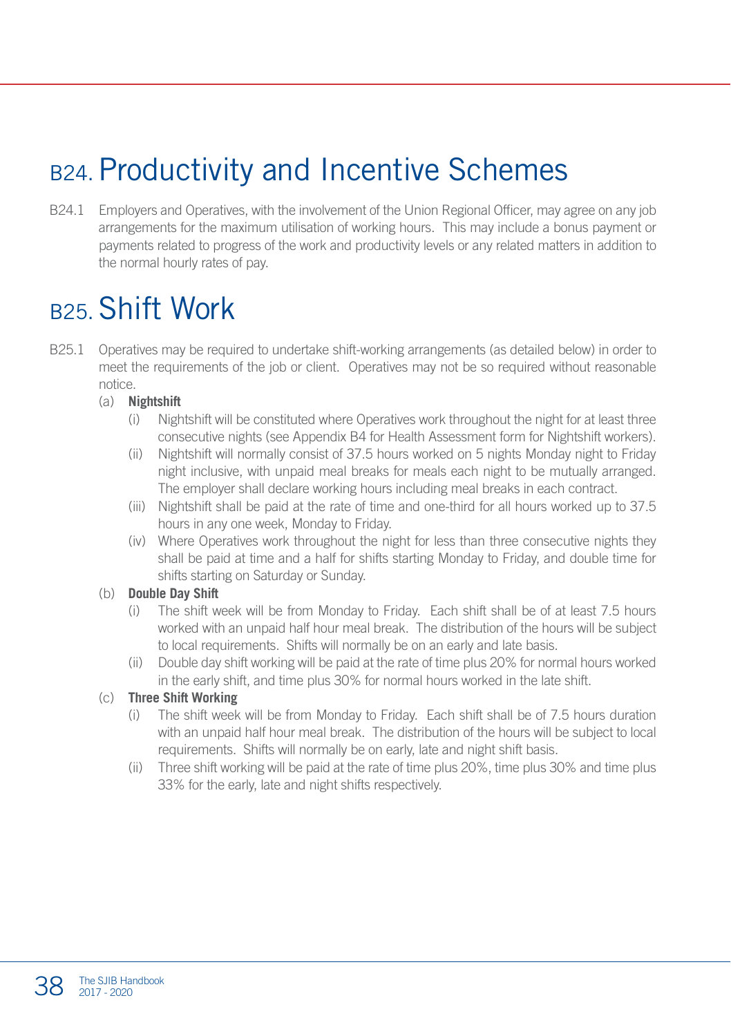# B24. Productivity and Incentive Schemes

B24.1 Employers and Operatives, with the involvement of the Union Regional Officer, may agree on any job arrangements for the maximum utilisation of working hours. This may include a bonus payment or payments related to progress of the work and productivity levels or any related matters in addition to the normal hourly rates of pay.

# B25. Shift Work

B25.1 Operatives may be required to undertake shift-working arrangements (as detailed below) in order to meet the requirements of the job or client. Operatives may not be so required without reasonable notice.

(a) **Nightshift**

(i) Nightshift will be constituted where Operatives work throughout the night for at least three consecutive nights (see Appendix B4 for Health Assessment form for Nightshift workers).

(ii) Nightshift will normally consist of 37.5 hours worked on 5 nights Monday night to Friday night inclusive, with unpaid meal breaks for meals each night to be mutually arranged. The employer shall declare working hours including meal breaks in each contract.

(iii) Nightshift shall be paid at the rate of time and one-third for all hours worked up to 37.5 hours in any one week, Monday to Friday.

(iv) Where Operatives work throughout the night for less than three consecutive nights they shall be paid at time and a half for shifts starting Monday to Friday, and double time for shifts starting on Saturday or Sunday.

(b) **Double Day Shift**

(i) The shift week will be from Monday to Friday. Each shift shall be of at least 7.5 hours worked with an unpaid half hour meal break. The distribution of the hours will be subject to local requirements. Shifts will normally be on an early and late basis.

(ii) Double day shift working will be paid at the rate of time plus 20% for normal hours worked in the early shift, and time plus 30% for normal hours worked in the late shift.

(c) **Three Shift Working**

(i) The shift week will be from Monday to Friday. Each shift shall be of 7.5 hours duration with an unpaid half hour meal break. The distribution of the hours will be subject to local requirements. Shifts will normally be on early, late and night shift basis.

(ii) Three shift working will be paid at the rate of time plus 20%, time plus 30% and time plus 33% for the early, late and night shifts respectively.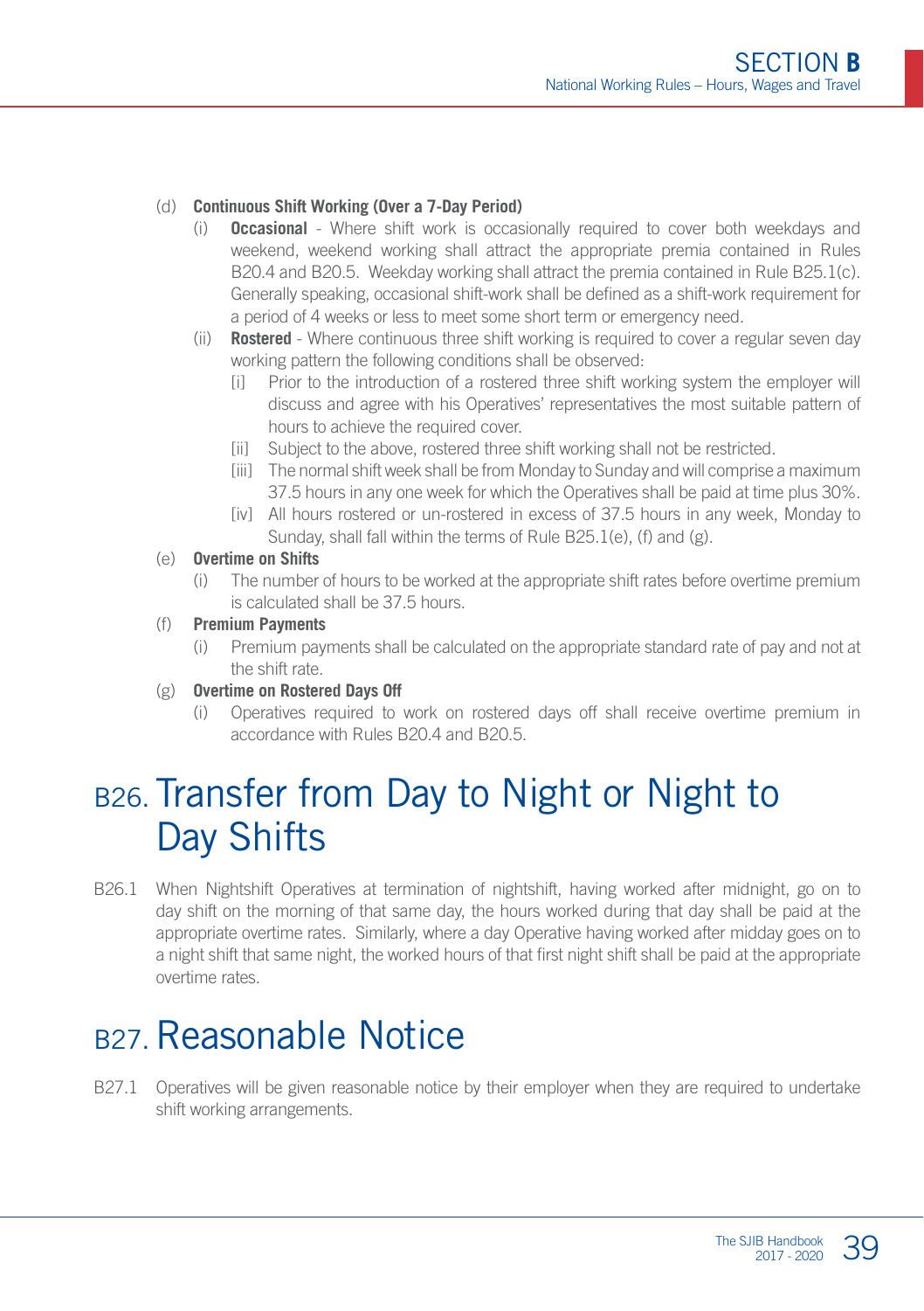(d) **Continuous Shift Working (Over a 7-Day Period)**

(i) **Occasional** - Where shift work is occasionally required to cover both weekdays and weekend, weekend working shall attract the appropriate premia contained in Rules B20.4 and B20.5. Weekday working shall attract the premia contained in Rule B25.1(c). Generally speaking, occasional shift-work shall be defined as a shift-work requirement for a period of 4 weeks or less to meet some short term or emergency need.

(ii) **Rostered** - Where continuous three shift working is required to cover a regular seven day working pattern the following conditions shall be observed:

[i] Prior to the introduction of a rostered three shift working system the employer will discuss and agree with his Operatives' representatives the most suitable pattern of hours to achieve the required cover.

[ii] Subject to the above, rostered three shift working shall not be restricted.

[iii] The normal shift week shall be from Monday to Sunday and will comprise a maximum 37.5 hours in any one week for which the Operatives shall be paid at time plus 30%.

[iv] All hours rostered or un-rostered in excess of 37.5 hours in any week, Monday to Sunday, shall fall within the terms of Rule B25.1(e), (f) and (g).

(e) **Overtime on Shifts**

(i) The number of hours to be worked at the appropriate shift rates before overtime premium is calculated shall be 37.5 hours.

(f) **Premium Payments**

(i) Premium payments shall be calculated on the appropriate standard rate of pay and not at the shift rate.

(g) **Overtime on Rostered Days Off**

(i) Operatives required to work on rostered days off shall receive overtime premium in accordance with Rules B20.4 and B20.5.

# B26. Transfer from Day to Night or Night to Day Shifts

B26.1 When Nightshift Operatives at termination of nightshift, having worked after midnight, go on to day shift on the morning of that same day, the hours worked during that day shall be paid at the appropriate overtime rates. Similarly, where a day Operative having worked after midday goes on to a night shift that same night, the worked hours of that first night shift shall be paid at the appropriate overtime rates.

# B27. Reasonable Notice

B27.1 Operatives will be given reasonable notice by their employer when they are required to undertake shift working arrangements.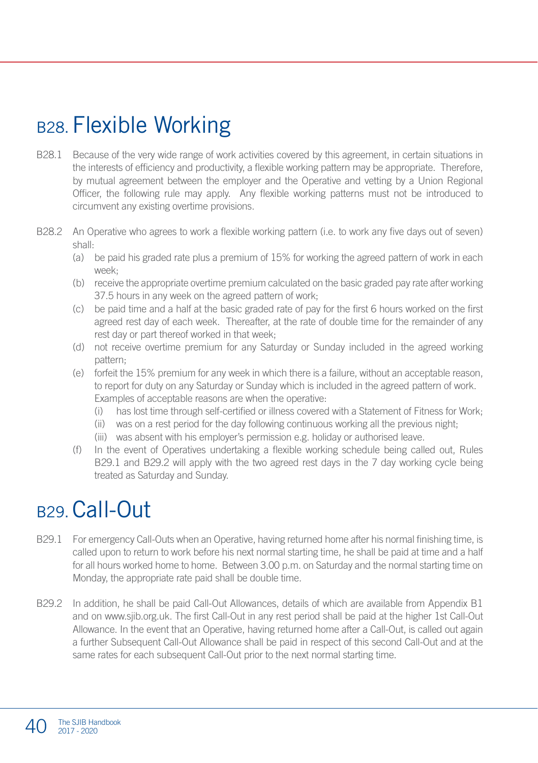# B28. Flexible Working

B28.1 Because of the very wide range of work activities covered by this agreement, in certain situations in the interests of efficiency and productivity, a flexible working pattern may be appropriate. Therefore, by mutual agreement between the employer and the Operative and vetting by a Union Regional Officer, the following rule may apply. Any flexible working patterns must not be introduced to circumvent any existing overtime provisions.

B28.2 An Operative who agrees to work a flexible working pattern (i.e. to work any five days out of seven) shall:

- (a) be paid his graded rate plus a premium of 15% for working the agreed pattern of work in each week;
- (b) receive the appropriate overtime premium calculated on the basic graded pay rate after working 37.5 hours in any week on the agreed pattern of work;
- (c) be paid time and a half at the basic graded rate of pay for the first 6 hours worked on the first agreed rest day of each week. Thereafter, at the rate of double time for the remainder of any rest day or part thereof worked in that week;
- (d) not receive overtime premium for any Saturday or Sunday included in the agreed working pattern;
- (e) forfeit the 15% premium for any week in which there is a failure, without an acceptable reason, to report for duty on any Saturday or Sunday which is included in the agreed pattern of work. Examples of acceptable reasons are when the operative:
  - (i) has lost time through self-certified or illness covered with a Statement of Fitness for Work;
  - (ii) was on a rest period for the day following continuous working all the previous night;
  - (iii) was absent with his employer's permission e.g. holiday or authorised leave.
- (f) In the event of Operatives undertaking a flexible working schedule being called out, Rules B29.1 and B29.2 will apply with the two agreed rest days in the 7 day working cycle being treated as Saturday and Sunday.

# B29. Call-Out

B29.1 For emergency Call-Outs when an Operative, having returned home after his normal finishing time, is called upon to return to work before his next normal starting time, he shall be paid at time and a half for all hours worked home to home. Between 3.00 p.m. on Saturday and the normal starting time on Monday, the appropriate rate paid shall be double time.

B29.2 In addition, he shall be paid Call-Out Allowances, details of which are available from Appendix B1 and on www.sjib.org.uk. The first Call-Out in any rest period shall be paid at the higher 1st Call-Out Allowance. In the event that an Operative, having returned home after a Call-Out, is called out again a further Subsequent Call-Out Allowance shall be paid in respect of this second Call-Out and at the same rates for each subsequent Call-Out prior to the next normal starting time.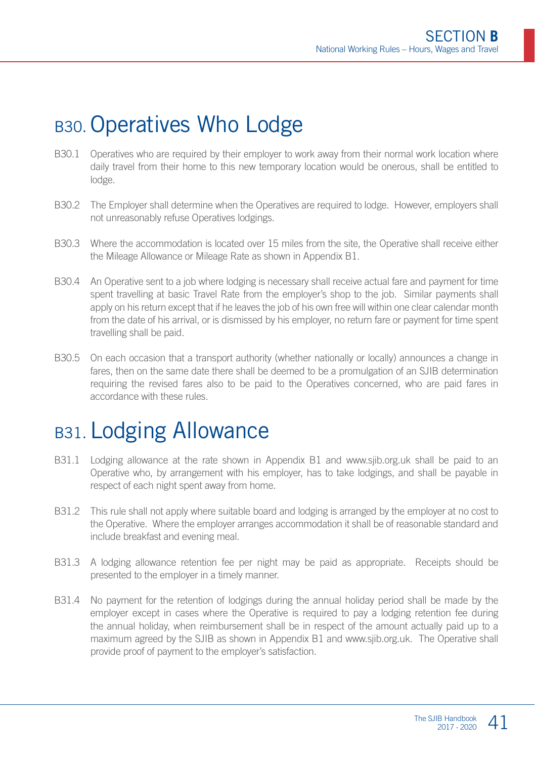# B30. Operatives Who Lodge

B30.1 Operatives who are required by their employer to work away from their normal work location where daily travel from their home to this new temporary location would be onerous, shall be entitled to lodge.

B30.2 The Employer shall determine when the Operatives are required to lodge. However, employers shall not unreasonably refuse Operatives lodgings.

B30.3 Where the accommodation is located over 15 miles from the site, the Operative shall receive either the Mileage Allowance or Mileage Rate as shown in Appendix B1.

B30.4 An Operative sent to a job where lodging is necessary shall receive actual fare and payment for time spent travelling at basic Travel Rate from the employer's shop to the job. Similar payments shall apply on his return except that if he leaves the job of his own free will within one clear calendar month from the date of his arrival, or is dismissed by his employer, no return fare or payment for time spent travelling shall be paid.

B30.5 On each occasion that a transport authority (whether nationally or locally) announces a change in fares, then on the same date there shall be deemed to be a promulgation of an SJIB determination requiring the revised fares also to be paid to the Operatives concerned, who are paid fares in accordance with these rules.

# B31. Lodging Allowance

B31.1 Lodging allowance at the rate shown in Appendix B1 and www.sjib.org.uk shall be paid to an Operative who, by arrangement with his employer, has to take lodgings, and shall be payable in respect of each night spent away from home.

B31.2 This rule shall not apply where suitable board and lodging is arranged by the employer at no cost to the Operative. Where the employer arranges accommodation it shall be of reasonable standard and include breakfast and evening meal.

B31.3 A lodging allowance retention fee per night may be paid as appropriate. Receipts should be presented to the employer in a timely manner.

B31.4 No payment for the retention of lodgings during the annual holiday period shall be made by the employer except in cases where the Operative is required to pay a lodging retention fee during the annual holiday, when reimbursement shall be in respect of the amount actually paid up to a maximum agreed by the SJIB as shown in Appendix B1 and www.sjib.org.uk. The Operative shall provide proof of payment to the employer's satisfaction.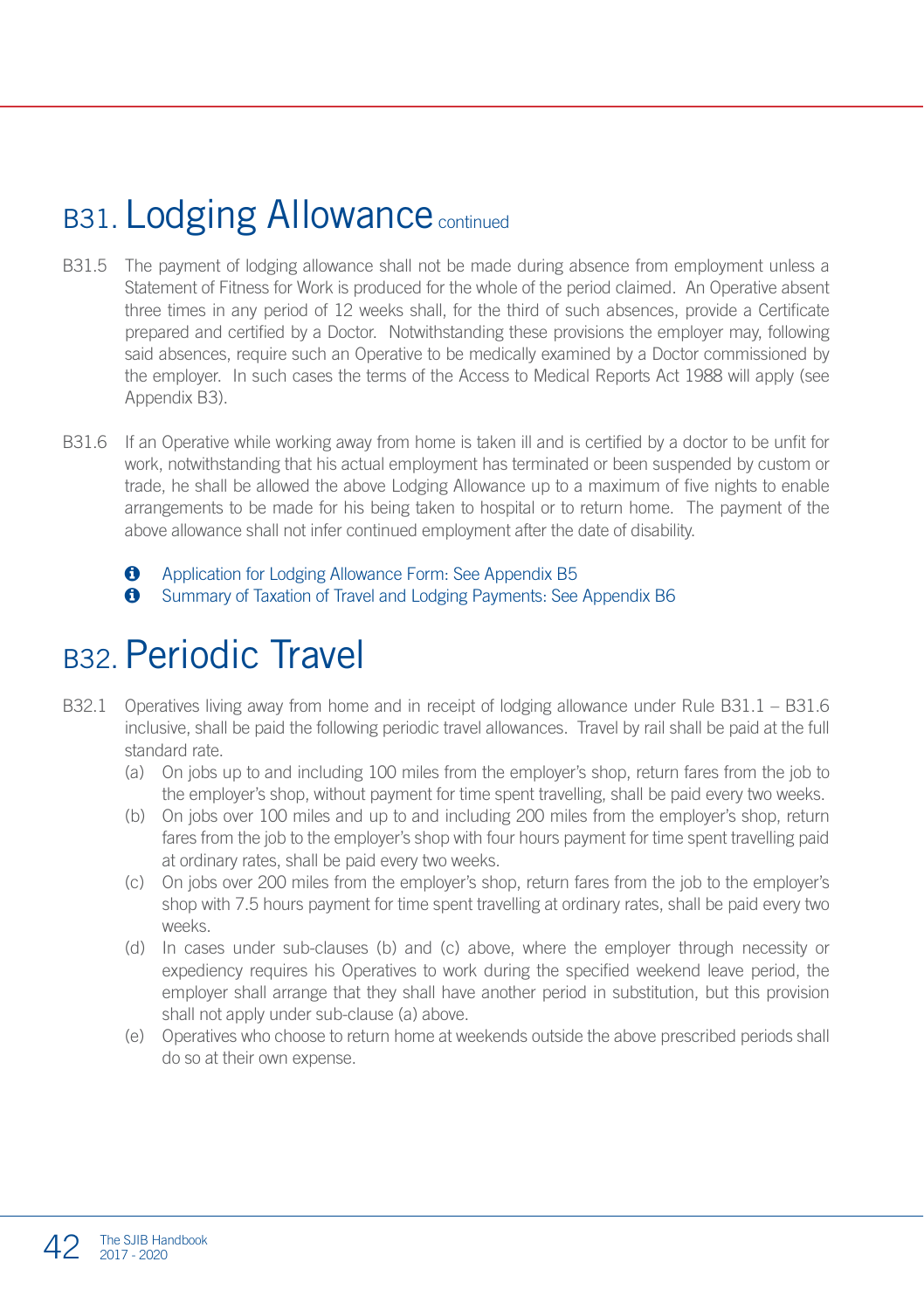# B31. Lodging Allowance continued

B31.5 The payment of lodging allowance shall not be made during absence from employment unless a Statement of Fitness for Work is produced for the whole of the period claimed. An Operative absent three times in any period of 12 weeks shall, for the third of such absences, provide a Certificate prepared and certified by a Doctor. Notwithstanding these provisions the employer may, following said absences, require such an Operative to be medically examined by a Doctor commissioned by the employer. In such cases the terms of the Access to Medical Reports Act 1988 will apply (see Appendix B3).

B31.6 If an Operative while working away from home is taken ill and is certified by a doctor to be unfit for work, notwithstanding that his actual employment has terminated or been suspended by custom or trade, he shall be allowed the above Lodging Allowance up to a maximum of five nights to enable arrangements to be made for his being taken to hospital or to return home. The payment of the above allowance shall not infer continued employment after the date of disability.

- Application for Lodging Allowance Form: See Appendix B5
- Summary of Taxation of Travel and Lodging Payments: See Appendix B6

# B32. Periodic Travel

B32.1 Operatives living away from home and in receipt of lodging allowance under Rule B31.1 – B31.6 inclusive, shall be paid the following periodic travel allowances. Travel by rail shall be paid at the full standard rate.

(a) On jobs up to and including 100 miles from the employer's shop, return fares from the job to the employer's shop, without payment for time spent travelling, shall be paid every two weeks.

(b) On jobs over 100 miles and up to and including 200 miles from the employer's shop, return fares from the job to the employer's shop with four hours payment for time spent travelling paid at ordinary rates, shall be paid every two weeks.

(c) On jobs over 200 miles from the employer's shop, return fares from the job to the employer's shop with 7.5 hours payment for time spent travelling at ordinary rates, shall be paid every two weeks.

(d) In cases under sub-clauses (b) and (c) above, where the employer through necessity or expediency requires his Operatives to work during the specified weekend leave period, the employer shall arrange that they shall have another period in substitution, but this provision shall not apply under sub-clause (a) above.

(e) Operatives who choose to return home at weekends outside the above prescribed periods shall do so at their own expense.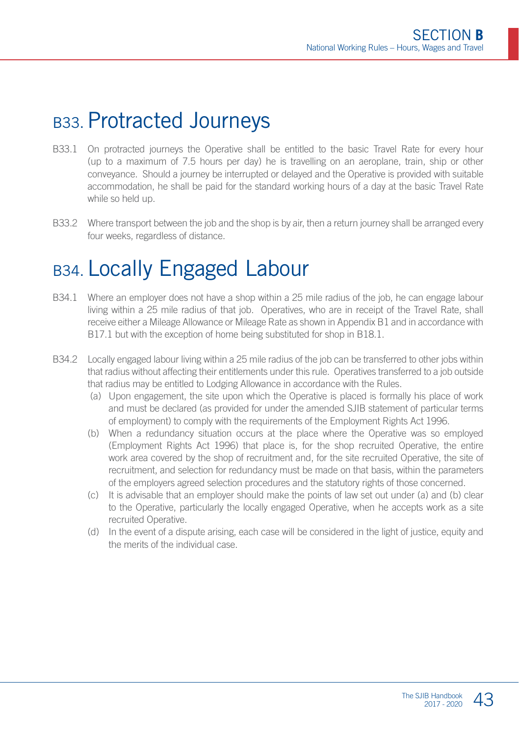# B33. Protracted Journeys

B33.1 On protracted journeys the Operative shall be entitled to the basic Travel Rate for every hour (up to a maximum of 7.5 hours per day) he is travelling on an aeroplane, train, ship or other conveyance. Should a journey be interrupted or delayed and the Operative is provided with suitable accommodation, he shall be paid for the standard working hours of a day at the basic Travel Rate while so held up.

B33.2 Where transport between the job and the shop is by air, then a return journey shall be arranged every four weeks, regardless of distance.

# B34. Locally Engaged Labour

B34.1 Where an employer does not have a shop within a 25 mile radius of the job, he can engage labour living within a 25 mile radius of that job. Operatives, who are in receipt of the Travel Rate, shall receive either a Mileage Allowance or Mileage Rate as shown in Appendix B1 and in accordance with B17.1 but with the exception of home being substituted for shop in B18.1.

B34.2 Locally engaged labour living within a 25 mile radius of the job can be transferred to other jobs within that radius without affecting their entitlements under this rule. Operatives transferred to a job outside that radius may be entitled to Lodging Allowance in accordance with the Rules.

(a) Upon engagement, the site upon which the Operative is placed is formally his place of work and must be declared (as provided for under the amended SJIB statement of particular terms of employment) to comply with the requirements of the Employment Rights Act 1996.

(b) When a redundancy situation occurs at the place where the Operative was so employed (Employment Rights Act 1996) that place is, for the shop recruited Operative, the entire work area covered by the shop of recruitment and, for the site recruited Operative, the site of recruitment, and selection for redundancy must be made on that basis, within the parameters of the employers agreed selection procedures and the statutory rights of those concerned.

(c) It is advisable that an employer should make the points of law set out under (a) and (b) clear to the Operative, particularly the locally engaged Operative, when he accepts work as a site recruited Operative.

(d) In the event of a dispute arising, each case will be considered in the light of justice, equity and the merits of the individual case.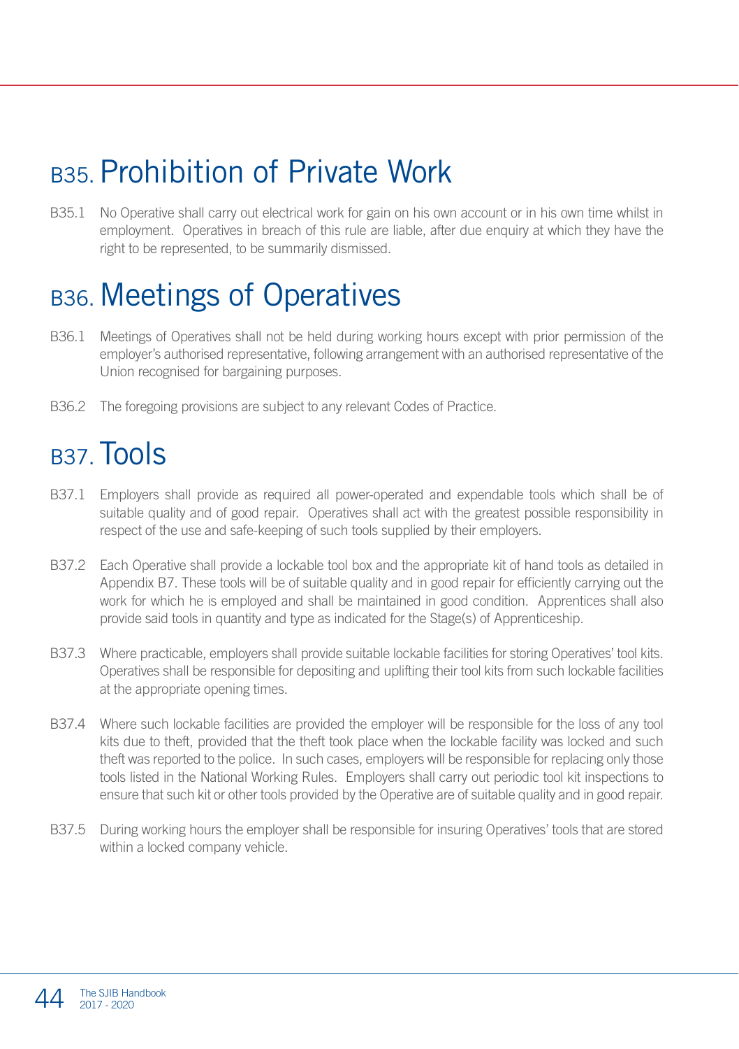# B35. Prohibition of Private Work

B35.1 No Operative shall carry out electrical work for gain on his own account or in his own time whilst in employment. Operatives in breach of this rule are liable, after due enquiry at which they have the right to be represented, to be summarily dismissed.

# B36. Meetings of Operatives

B36.1 Meetings of Operatives shall not be held during working hours except with prior permission of the employer's authorised representative, following arrangement with an authorised representative of the Union recognised for bargaining purposes.

B36.2 The foregoing provisions are subject to any relevant Codes of Practice.

# B37. Tools

B37.1 Employers shall provide as required all power-operated and expendable tools which shall be of suitable quality and of good repair. Operatives shall act with the greatest possible responsibility in respect of the use and safe-keeping of such tools supplied by their employers.

B37.2 Each Operative shall provide a lockable tool box and the appropriate kit of hand tools as detailed in Appendix B7. These tools will be of suitable quality and in good repair for efficiently carrying out the work for which he is employed and shall be maintained in good condition. Apprentices shall also provide said tools in quantity and type as indicated for the Stage(s) of Apprenticeship.

B37.3 Where practicable, employers shall provide suitable lockable facilities for storing Operatives' tool kits. Operatives shall be responsible for depositing and uplifting their tool kits from such lockable facilities at the appropriate opening times.

B37.4 Where such lockable facilities are provided the employer will be responsible for the loss of any tool kits due to theft, provided that the theft took place when the lockable facility was locked and such theft was reported to the police. In such cases, employers will be responsible for replacing only those tools listed in the National Working Rules. Employers shall carry out periodic tool kit inspections to ensure that such kit or other tools provided by the Operative are of suitable quality and in good repair.

B37.5 During working hours the employer shall be responsible for insuring Operatives' tools that are stored within a locked company vehicle.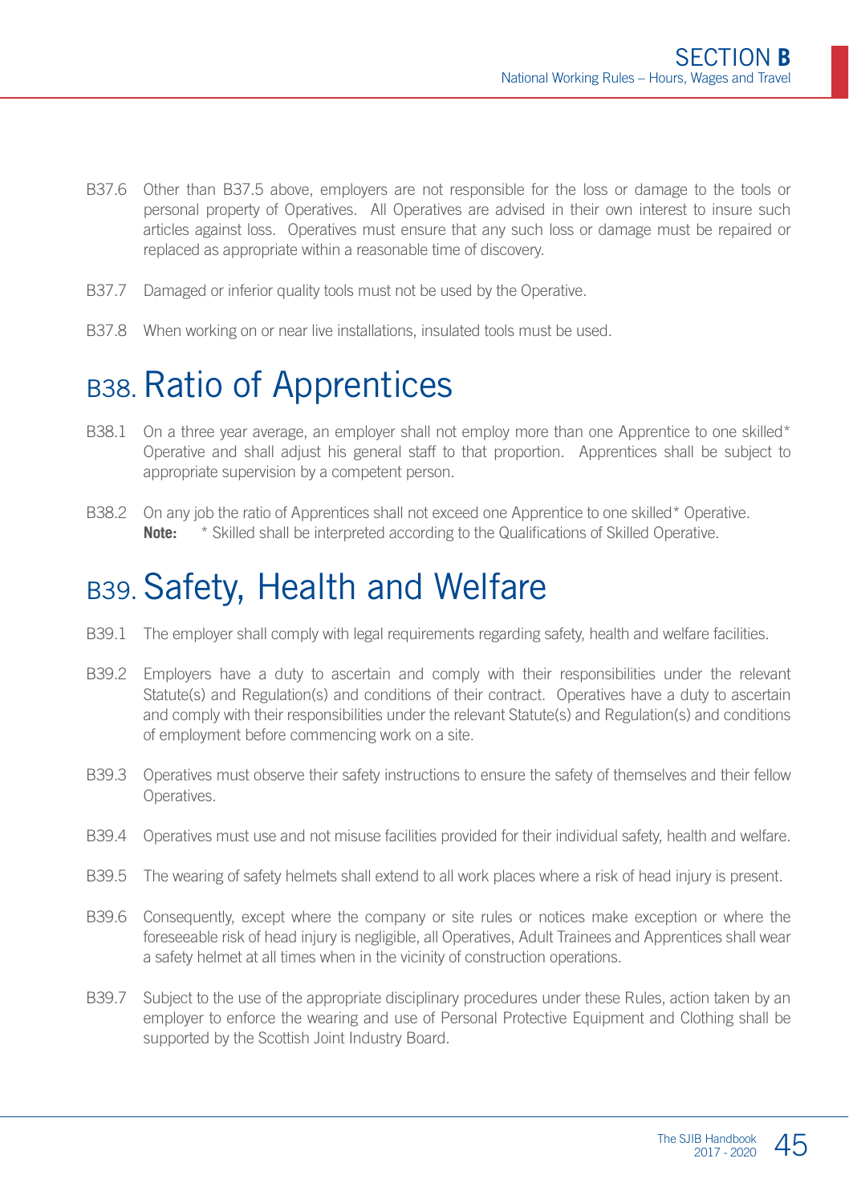B37.6 Other than B37.5 above, employers are not responsible for the loss or damage to the tools or personal property of Operatives. All Operatives are advised in their own interest to insure such articles against loss. Operatives must ensure that any such loss or damage must be repaired or replaced as appropriate within a reasonable time of discovery.

B37.7 Damaged or inferior quality tools must not be used by the Operative.

B37.8 When working on or near live installations, insulated tools must be used.

## B38. Ratio of Apprentices

B38.1 On a three year average, an employer shall not employ more than one Apprentice to one skilled* Operative and shall adjust his general staff to that proportion. Apprentices shall be subject to appropriate supervision by a competent person.

B38.2 On any job the ratio of Apprentices shall not exceed one Apprentice to one skilled* Operative.
**Note:** * Skilled shall be interpreted according to the Qualifications of Skilled Operative.

## B39. Safety, Health and Welfare

B39.1 The employer shall comply with legal requirements regarding safety, health and welfare facilities.

B39.2 Employers have a duty to ascertain and comply with their responsibilities under the relevant Statute(s) and Regulation(s) and conditions of their contract. Operatives have a duty to ascertain and comply with their responsibilities under the relevant Statute(s) and Regulation(s) and conditions of employment before commencing work on a site.

B39.3 Operatives must observe their safety instructions to ensure the safety of themselves and their fellow Operatives.

B39.4 Operatives must use and not misuse facilities provided for their individual safety, health and welfare.

B39.5 The wearing of safety helmets shall extend to all work places where a risk of head injury is present.

B39.6 Consequently, except where the company or site rules or notices make exception or where the foreseeable risk of head injury is negligible, all Operatives, Adult Trainees and Apprentices shall wear a safety helmet at all times when in the vicinity of construction operations.

B39.7 Subject to the use of the appropriate disciplinary procedures under these Rules, action taken by an employer to enforce the wearing and use of Personal Protective Equipment and Clothing shall be supported by the Scottish Joint Industry Board.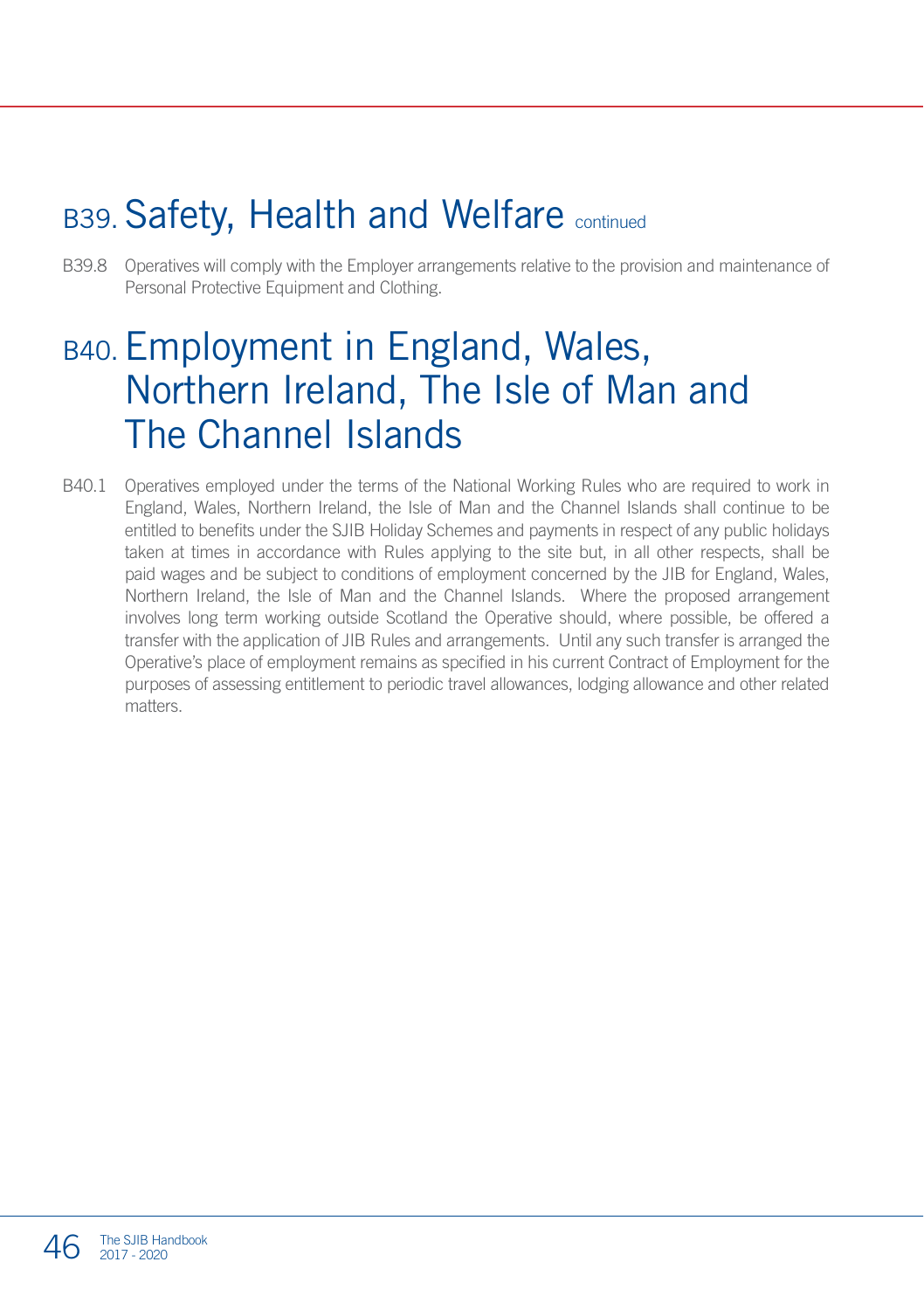# B39. Safety, Health and Welfare continued

B39.8 Operatives will comply with the Employer arrangements relative to the provision and maintenance of Personal Protective Equipment and Clothing.

# B40. Employment in England, Wales, Northern Ireland, The Isle of Man and The Channel Islands

B40.1 Operatives employed under the terms of the National Working Rules who are required to work in England, Wales, Northern Ireland, the Isle of Man and the Channel Islands shall continue to be entitled to benefits under the SJIB Holiday Schemes and payments in respect of any public holidays taken at times in accordance with Rules applying to the site but, in all other respects, shall be paid wages and be subject to conditions of employment concerned by the JIB for England, Wales, Northern Ireland, the Isle of Man and the Channel Islands. Where the proposed arrangement involves long term working outside Scotland the Operative should, where possible, be offered a transfer with the application of JIB Rules and arrangements. Until any such transfer is arranged the Operative's place of employment remains as specified in his current Contract of Employment for the purposes of assessing entitlement to periodic travel allowances, lodging allowance and other related matters.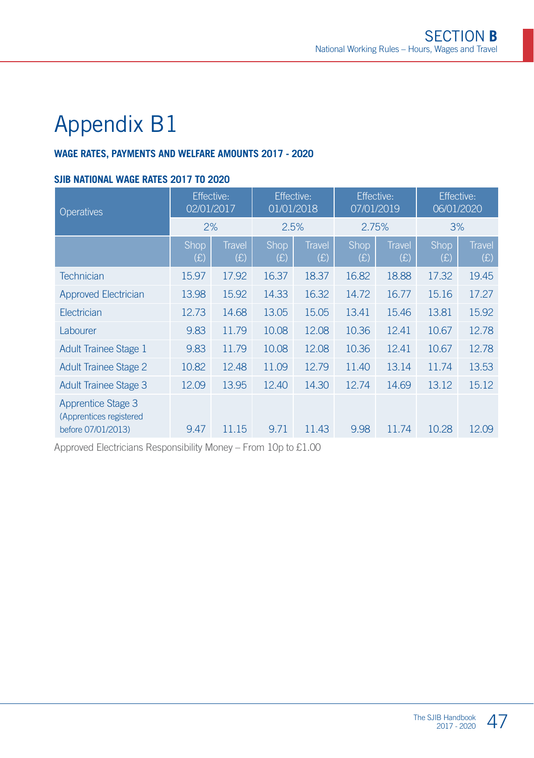# Appendix B1

**WAGE RATES, PAYMENTS AND WELFARE AMOUNTS 2017 - 2020**

**SJIB NATIONAL WAGE RATES 2017 TO 2020**

| Operatives | Effective: 02/01/2017 | | Effective: 01/01/2018 | | Effective: 07/01/2019 | | Effective: 06/01/2020 | |
|---|---|---|---|---|---|---|---|---|
| | 2% | | 2.5% | | 2.75% | | 3% | |
| | Shop (£) | Travel (£) | Shop (£) | Travel (£) | Shop (£) | Travel (£) | Shop (£) | Travel (£) |
| Technician | 15.97 | 17.92 | 16.37 | 18.37 | 16.82 | 18.88 | 17.32 | 19.45 |
| Approved Electrician | 13.98 | 15.92 | 14.33 | 16.32 | 14.72 | 16.77 | 15.16 | 17.27 |
| Electrician | 12.73 | 14.68 | 13.05 | 15.05 | 13.41 | 15.46 | 13.81 | 15.92 |
| Labourer | 9.83 | 11.79 | 10.08 | 12.08 | 10.36 | 12.41 | 10.67 | 12.78 |
| Adult Trainee Stage 1 | 9.83 | 11.79 | 10.08 | 12.08 | 10.36 | 12.41 | 10.67 | 12.78 |
| Adult Trainee Stage 2 | 10.82 | 12.48 | 11.09 | 12.79 | 11.40 | 13.14 | 11.74 | 13.53 |
| Adult Trainee Stage 3 | 12.09 | 13.95 | 12.40 | 14.30 | 12.74 | 14.69 | 13.12 | 15.12 |
| Apprentice Stage 3 (Apprentices registered before 07/01/2013) | 9.47 | 11.15 | 9.71 | 11.43 | 9.98 | 11.74 | 10.28 | 12.09 |

Approved Electricians Responsibility Money – From 10p to £1.00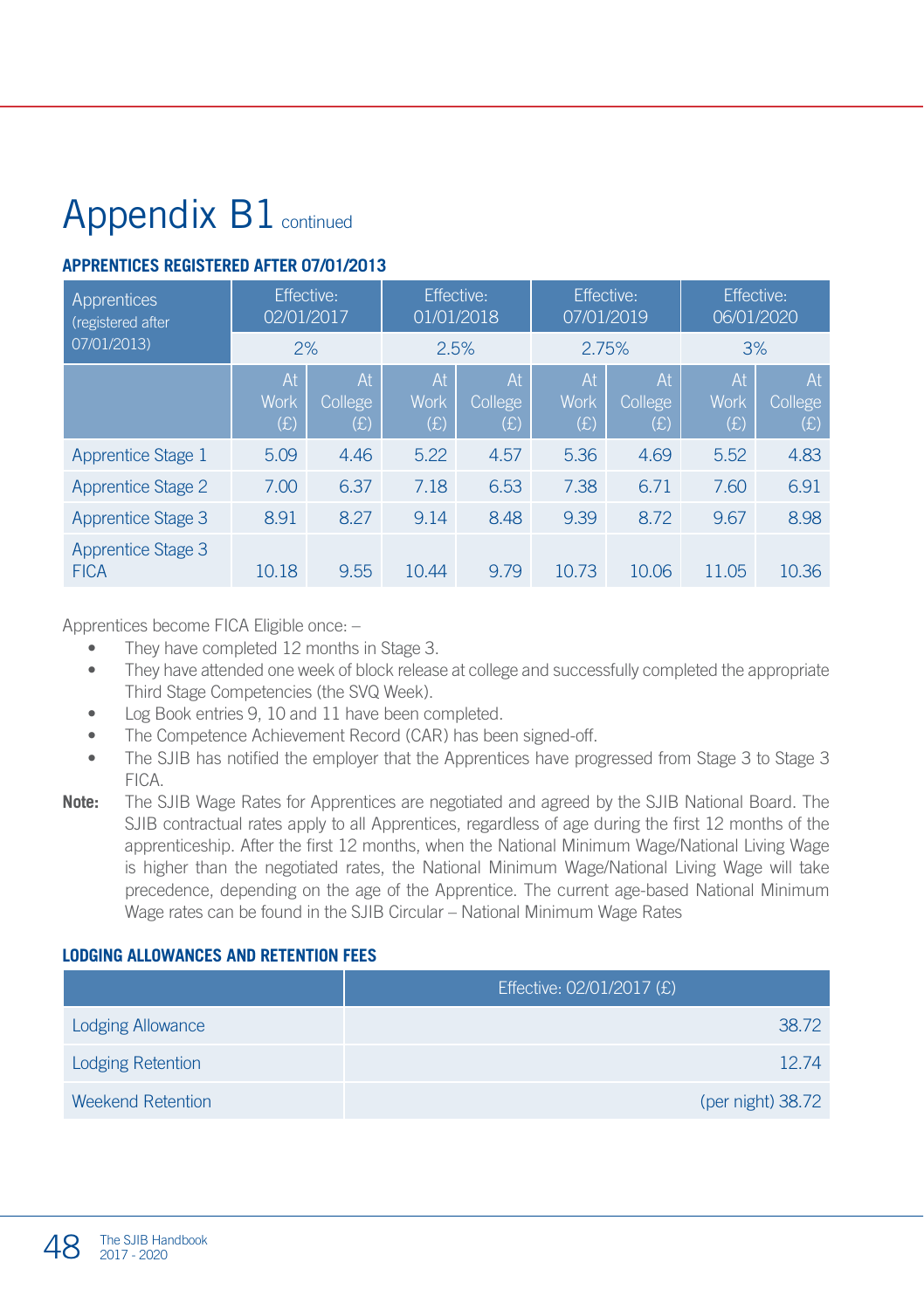# Appendix B1 continued

**APPRENTICES REGISTERED AFTER 07/01/2013**

| Apprentices (registered after 07/01/2013) | Effective: 02/01/2017 | | Effective: 01/01/2018 | | Effective: 07/01/2019 | | Effective: 06/01/2020 | |
|---|---|---|---|---|---|---|---|---|
| | 2% | | 2.5% | | 2.75% | | 3% | |
| | At Work (£) | At College (£) | At Work (£) | At College (£) | At Work (£) | At College (£) | At Work (£) | At College (£) |
| Apprentice Stage 1 | 5.09 | 4.46 | 5.22 | 4.57 | 5.36 | 4.69 | 5.52 | 4.83 |
| Apprentice Stage 2 | 7.00 | 6.37 | 7.18 | 6.53 | 7.38 | 6.71 | 7.60 | 6.91 |
| Apprentice Stage 3 | 8.91 | 8.27 | 9.14 | 8.48 | 9.39 | 8.72 | 9.67 | 8.98 |
| Apprentice Stage 3 FICA | 10.18 | 9.55 | 10.44 | 9.79 | 10.73 | 10.06 | 11.05 | 10.36 |

Apprentices become FICA Eligible once: –

- They have completed 12 months in Stage 3.
- They have attended one week of block release at college and successfully completed the appropriate Third Stage Competencies (the SVQ Week).
- Log Book entries 9, 10 and 11 have been completed.
- The Competence Achievement Record (CAR) has been signed-off.
- The SJIB has notified the employer that the Apprentices have progressed from Stage 3 to Stage 3 FICA.

**Note:** The SJIB Wage Rates for Apprentices are negotiated and agreed by the SJIB National Board. The SJIB contractual rates apply to all Apprentices, regardless of age during the first 12 months of the apprenticeship. After the first 12 months, when the National Minimum Wage/National Living Wage is higher than the negotiated rates, the National Minimum Wage/National Living Wage will take precedence, depending on the age of the Apprentice. The current age-based National Minimum Wage rates can be found in the SJIB Circular – National Minimum Wage Rates

**LODGING ALLOWANCES AND RETENTION FEES**

| | Effective: 02/01/2017 (£) |
|---|---|
| Lodging Allowance | 38.72 |
| Lodging Retention | 12.74 |
| Weekend Retention | (per night) 38.72 |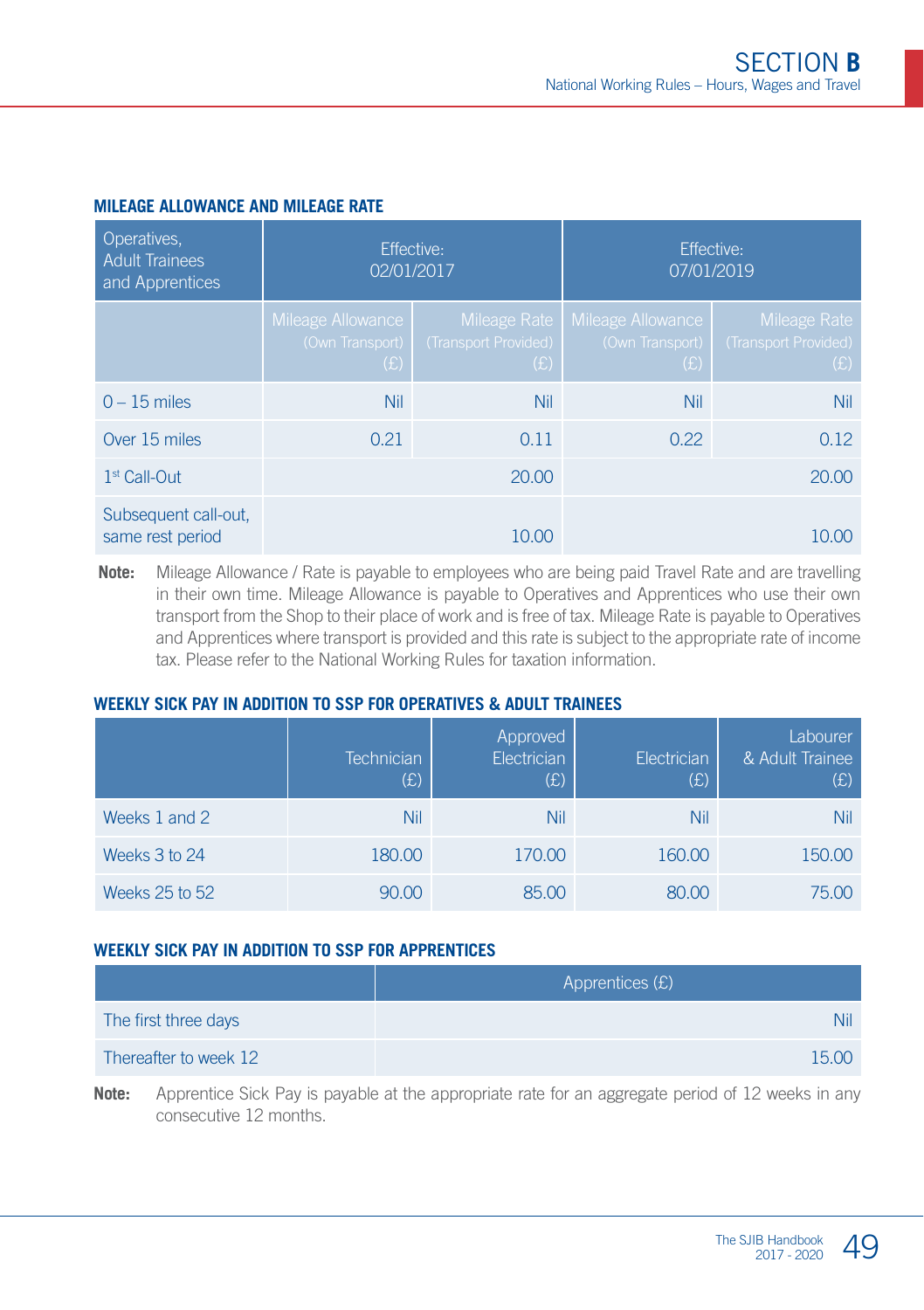### MILEAGE ALLOWANCE AND MILEAGE RATE

| Operatives, Adult Trainees and Apprentices | Effective: 02/01/2017 | | Effective: 07/01/2019 | |
|---|---|---|---|---|
| | Mileage Allowance (Own Transport) (£) | Mileage Rate (Transport Provided) (£) | Mileage Allowance (Own Transport) (£) | Mileage Rate (Transport Provided) (£) |
| 0 – 15 miles | Nil | Nil | Nil | Nil |
| Over 15 miles | 0.21 | 0.11 | 0.22 | 0.12 |
| 1st Call-Out | 20.00 | | 20.00 | |
| Subsequent call-out, same rest period | 10.00 | | 10.00 | |

**Note:** Mileage Allowance / Rate is payable to employees who are being paid Travel Rate and are travelling in their own time. Mileage Allowance is payable to Operatives and Apprentices who use their own transport from the Shop to their place of work and is free of tax. Mileage Rate is payable to Operatives and Apprentices where transport is provided and this rate is subject to the appropriate rate of income tax. Please refer to the National Working Rules for taxation information.

### WEEKLY SICK PAY IN ADDITION TO SSP FOR OPERATIVES & ADULT TRAINEES

| | Technician (£) | Approved Electrician (£) | Electrician (£) | Labourer & Adult Trainee (£) |
|---|---|---|---|---|
| Weeks 1 and 2 | Nil | Nil | Nil | Nil |
| Weeks 3 to 24 | 180.00 | 170.00 | 160.00 | 150.00 |
| Weeks 25 to 52 | 90.00 | 85.00 | 80.00 | 75.00 |

### WEEKLY SICK PAY IN ADDITION TO SSP FOR APPRENTICES

| | Apprentices (£) |
|---|---|
| The first three days | Nil |
| Thereafter to week 12 | 15.00 |

**Note:** Apprentice Sick Pay is payable at the appropriate rate for an aggregate period of 12 weeks in any consecutive 12 months.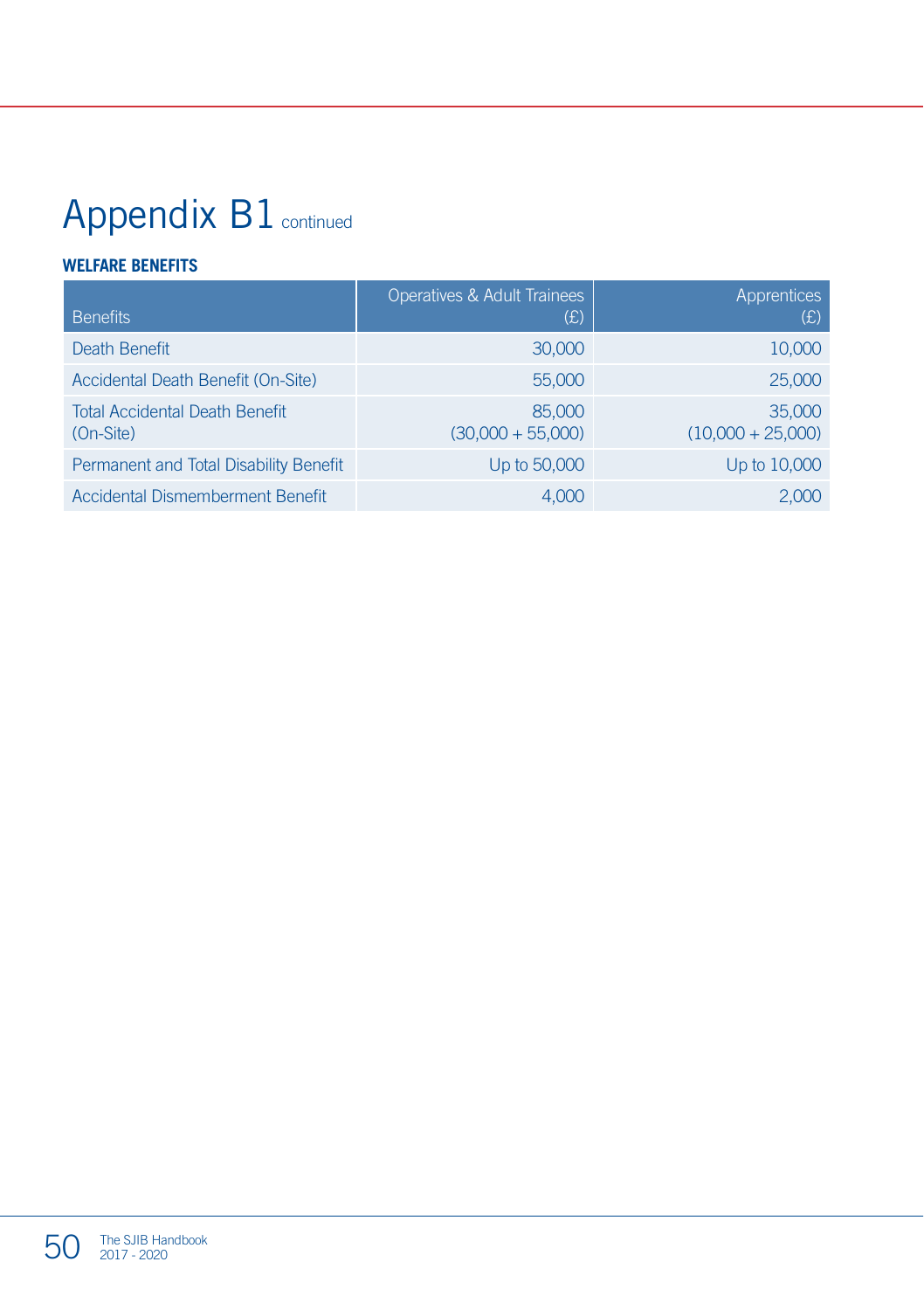# Appendix B1 continued

**WELFARE BENEFITS**

| Benefits | Operatives & Adult Trainees (£) | Apprentices (£) |
|---|---|---|
| Death Benefit | 30,000 | 10,000 |
| Accidental Death Benefit (On-Site) | 55,000 | 25,000 |
| Total Accidental Death Benefit (On-Site) | 85,000 (30,000 + 55,000) | 35,000 (10,000 + 25,000) |
| Permanent and Total Disability Benefit | Up to 50,000 | Up to 10,000 |
| Accidental Dismemberment Benefit | 4,000 | 2,000 |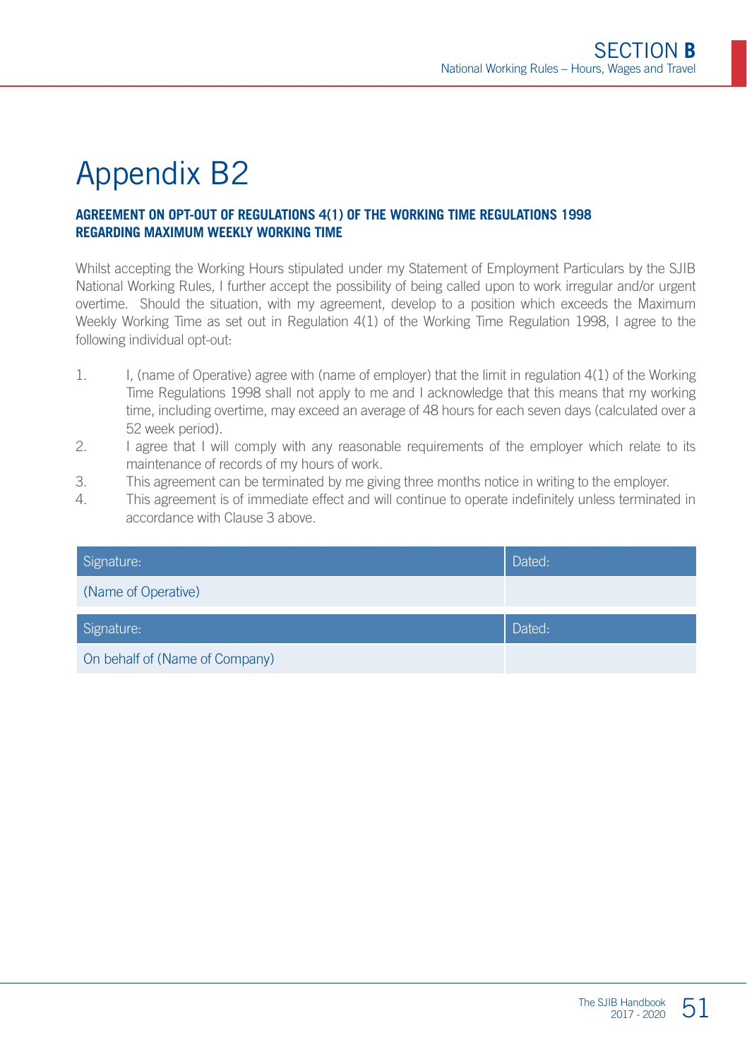# Appendix B2

**AGREEMENT ON OPT-OUT OF REGULATIONS 4(1) OF THE WORKING TIME REGULATIONS 1998 REGARDING MAXIMUM WEEKLY WORKING TIME**

Whilst accepting the Working Hours stipulated under my Statement of Employment Particulars by the SJIB National Working Rules, I further accept the possibility of being called upon to work irregular and/or urgent overtime. Should the situation, with my agreement, develop to a position which exceeds the Maximum Weekly Working Time as set out in Regulation 4(1) of the Working Time Regulation 1998, I agree to the following individual opt-out:

1. I, (name of Operative) agree with (name of employer) that the limit in regulation 4(1) of the Working Time Regulations 1998 shall not apply to me and I acknowledge that this means that my working time, including overtime, may exceed an average of 48 hours for each seven days (calculated over a 52 week period).
2. I agree that I will comply with any reasonable requirements of the employer which relate to its maintenance of records of my hours of work.
3. This agreement can be terminated by me giving three months notice in writing to the employer.
4. This agreement is of immediate effect and will continue to operate indefinitely unless terminated in accordance with Clause 3 above.

| Signature: | Dated: |
| --- | --- |
| (Name of Operative) | |

| Signature: | Dated: |
| --- | --- |
| On behalf of (Name of Company) | |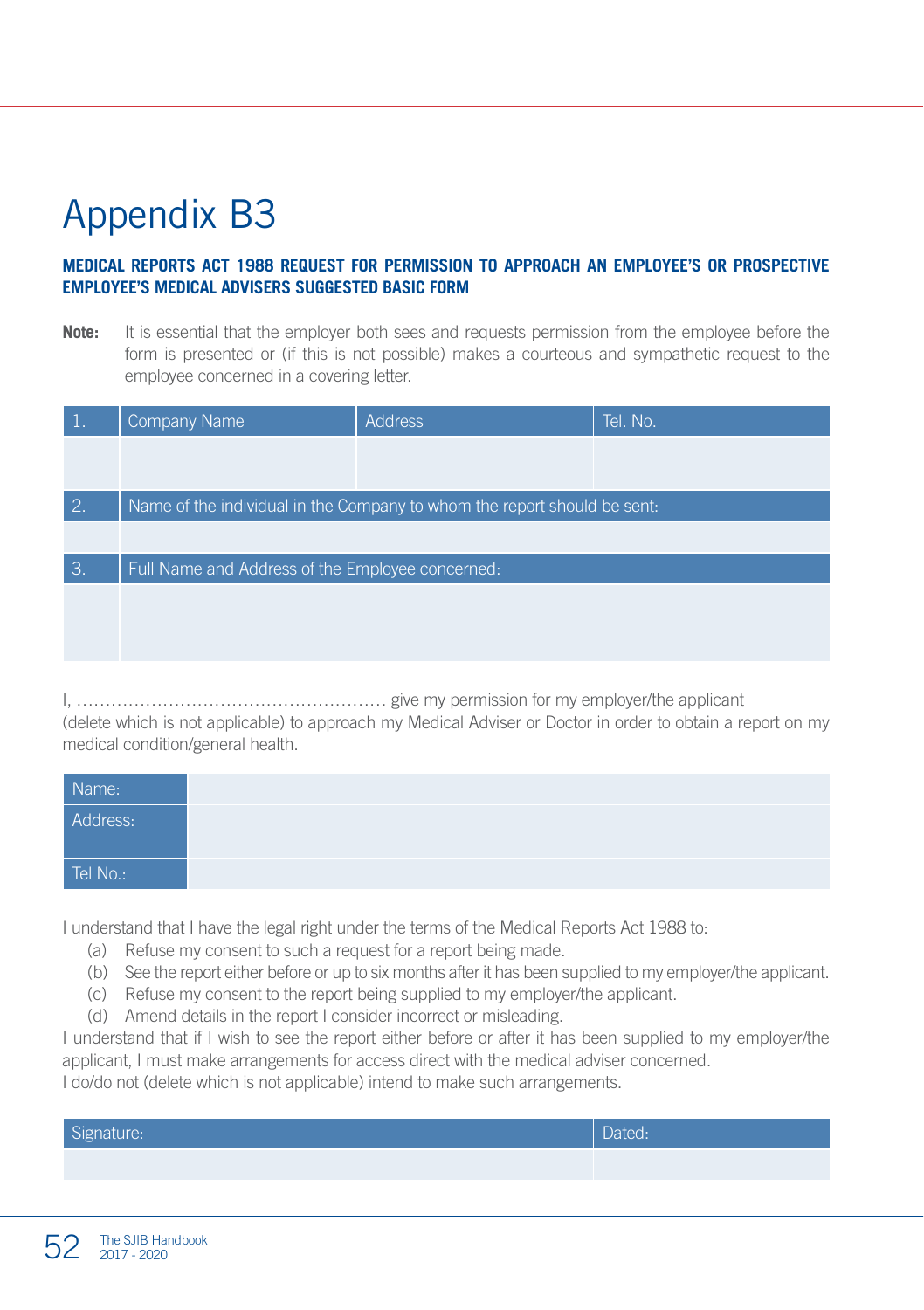# Appendix B3

**MEDICAL REPORTS ACT 1988 REQUEST FOR PERMISSION TO APPROACH AN EMPLOYEE'S OR PROSPECTIVE EMPLOYEE'S MEDICAL ADVISERS SUGGESTED BASIC FORM**

**Note:** It is essential that the employer both sees and requests permission from the employee before the form is presented or (if this is not possible) makes a courteous and sympathetic request to the employee concerned in a covering letter.

| 1. | Company Name | Address | Tel. No. |
|---|---|---|---|
| | | | |
| 2. | Name of the individual in the Company to whom the report should be sent: | | |
| | | | |
| 3. | Full Name and Address of the Employee concerned: | | |
| | | | |

I, ...................................................... give my permission for my employer/the applicant (delete which is not applicable) to approach my Medical Adviser or Doctor in order to obtain a report on my medical condition/general health.

| Name: | |
|---|---|
| Address: | |
| Tel No.: | |

I understand that I have the legal right under the terms of the Medical Reports Act 1988 to:

(a) Refuse my consent to such a request for a report being made.
(b) See the report either before or up to six months after it has been supplied to my employer/the applicant.
(c) Refuse my consent to the report being supplied to my employer/the applicant.
(d) Amend details in the report I consider incorrect or misleading.

I understand that if I wish to see the report either before or after it has been supplied to my employer/the applicant, I must make arrangements for access direct with the medical adviser concerned.
I do/do not (delete which is not applicable) intend to make such arrangements.

| Signature: | Dated: |
|---|---|
| | |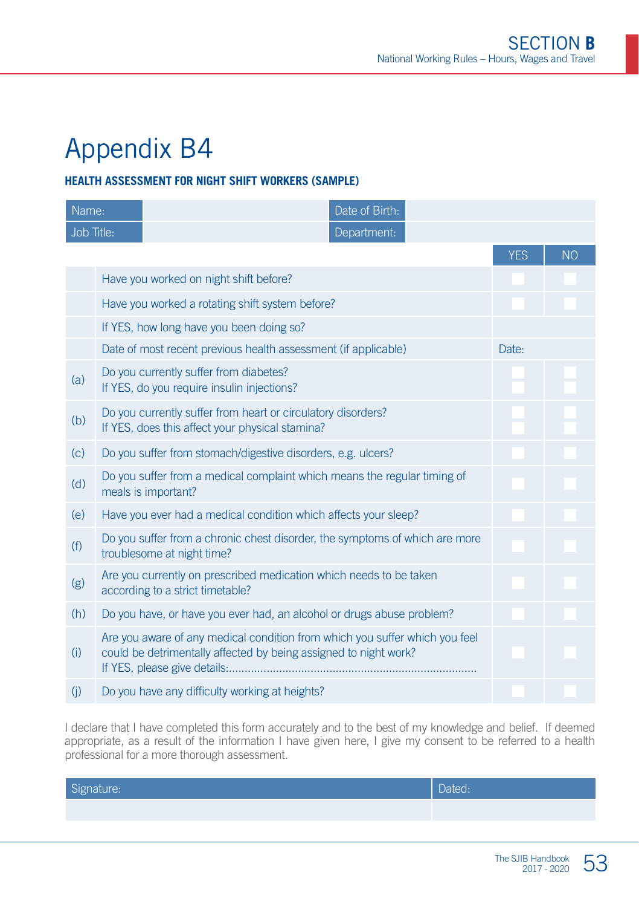# Appendix B4

**HEALTH ASSESSMENT FOR NIGHT SHIFT WORKERS (SAMPLE)**

| Name: | | Date of Birth: | |
|---|---|---|---|
| Job Title: | | Department: | |

| | | YES | NO |
|---|---|---|---|
| | Have you worked on night shift before? | | |
| | Have you worked a rotating shift system before? | | |
| | If YES, how long have you been doing so? | | |
| | Date of most recent previous health assessment (if applicable) | Date: | |
| (a) | Do you currently suffer from diabetes?<br>If YES, do you require insulin injections? | | |
| (b) | Do you currently suffer from heart or circulatory disorders?<br>If YES, does this affect your physical stamina? | | |
| (c) | Do you suffer from stomach/digestive disorders, e.g. ulcers? | | |
| (d) | Do you suffer from a medical complaint which means the regular timing of meals is important? | | |
| (e) | Have you ever had a medical condition which affects your sleep? | | |
| (f) | Do you suffer from a chronic chest disorder, the symptoms of which are more troublesome at night time? | | |
| (g) | Are you currently on prescribed medication which needs to be taken according to a strict timetable? | | |
| (h) | Do you have, or have you ever had, an alcohol or drugs abuse problem? | | |
| (i) | Are you aware of any medical condition from which you suffer which you feel could be detrimentally affected by being assigned to night work?<br>If YES, please give details:............................................................................. | | |
| (j) | Do you have any difficulty working at heights? | | |

I declare that I have completed this form accurately and to the best of my knowledge and belief. If deemed appropriate, as a result of the information I have given here, I give my consent to be referred to a health professional for a more thorough assessment.

| Signature: | Dated: |
|---|---|
| | |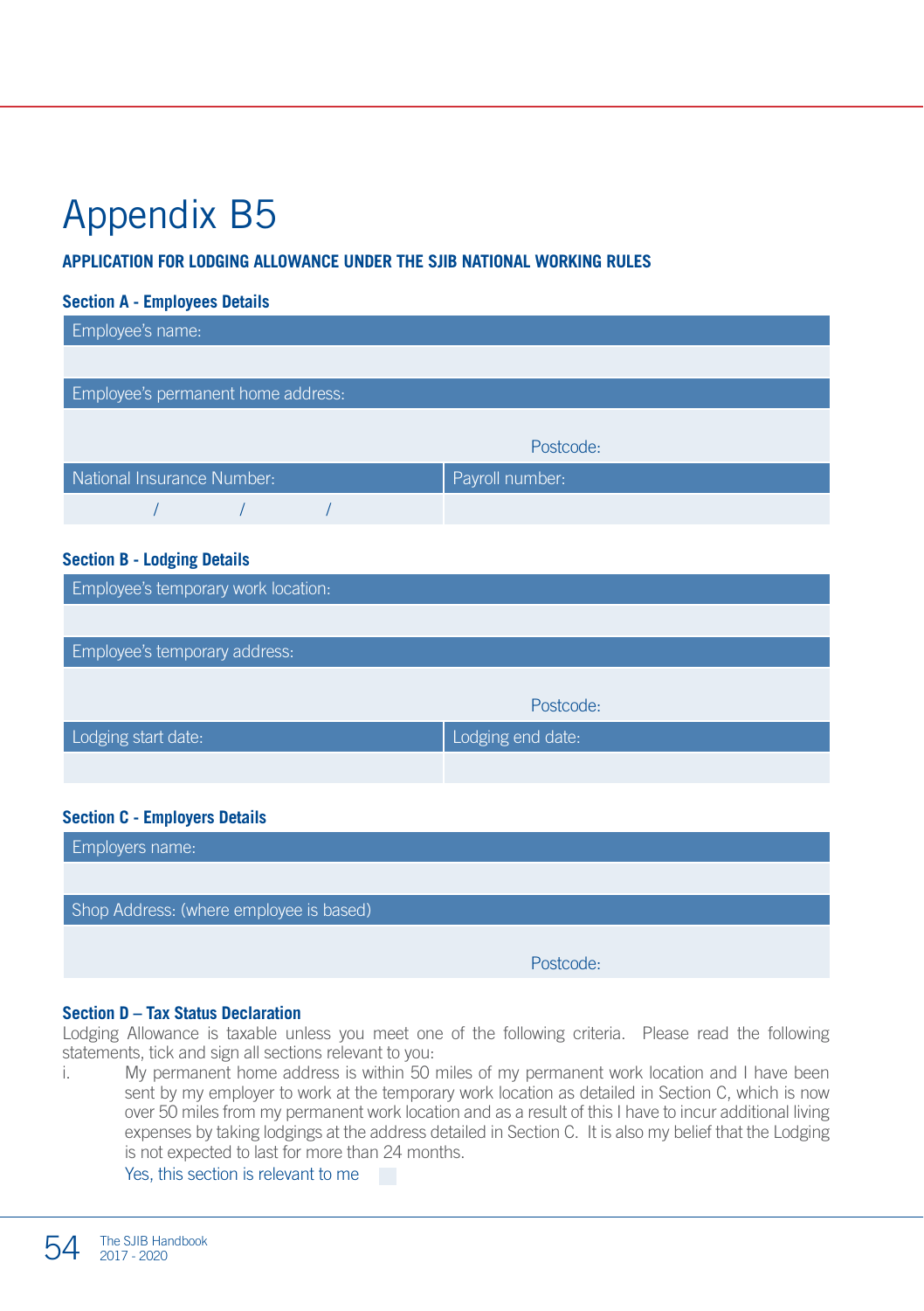# Appendix B5

**APPLICATION FOR LODGING ALLOWANCE UNDER THE SJIB NATIONAL WORKING RULES**

### Section A - Employees Details

| Employee's name: | |
|---|---|
| | |
| **Employee's permanent home address:** | |
| | Postcode: |
| **National Insurance Number:** | **Payroll number:** |
| / / / | |

### Section B - Lodging Details

| Employee's temporary work location: | |
|---|---|
| | |
| **Employee's temporary address:** | |
| | Postcode: |
| **Lodging start date:** | **Lodging end date:** |
| | |

### Section C - Employers Details

| Employers name: | |
|---|---|
| | |
| **Shop Address: (where employee is based)** | |
| | Postcode: |

### Section D – Tax Status Declaration

Lodging Allowance is taxable unless you meet one of the following criteria. Please read the following statements, tick and sign all sections relevant to you:

i. My permanent home address is within 50 miles of my permanent work location and I have been sent by my employer to work at the temporary work location as detailed in Section C, which is now over 50 miles from my permanent work location and as a result of this I have to incur additional living expenses by taking lodgings at the address detailed in Section C. It is also my belief that the Lodging is not expected to last for more than 24 months.

Yes, this section is relevant to me ☐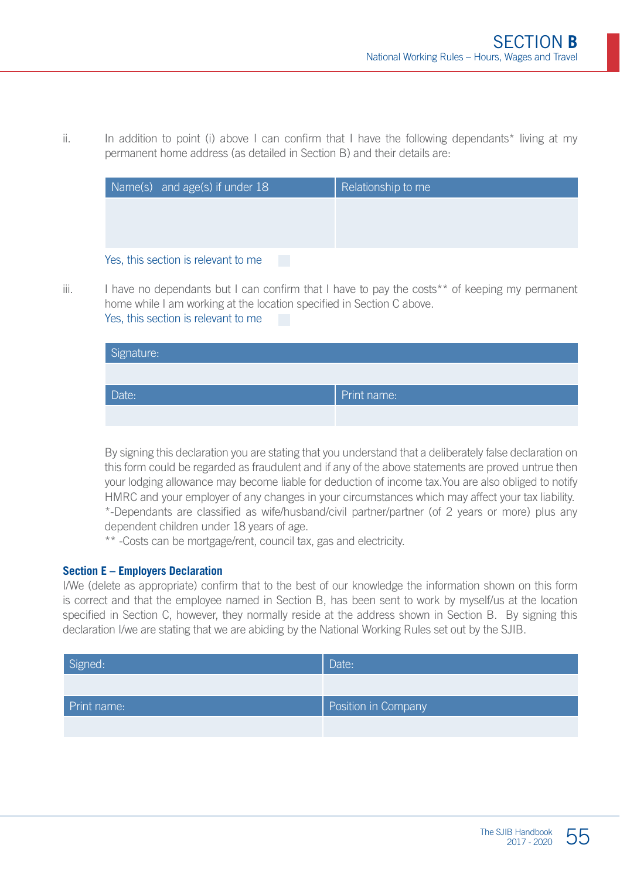ii. In addition to point (i) above I can confirm that I have the following dependants* living at my permanent home address (as detailed in Section B) and their details are:

| Name(s) and age(s) if under 18 | Relationship to me |
| --- | --- |
| | |

Yes, this section is relevant to me ☐

iii. I have no dependants but I can confirm that I have to pay the costs** of keeping my permanent home while I am working at the location specified in Section C above.
Yes, this section is relevant to me ☐

| Signature: | |
| --- | --- |
| | |
| Date: | Print name: |
| | |

By signing this declaration you are stating that you understand that a deliberately false declaration on this form could be regarded as fraudulent and if any of the above statements are proved untrue then your lodging allowance may become liable for deduction of income tax.You are also obliged to notify HMRC and your employer of any changes in your circumstances which may affect your tax liability.
*-Dependants are classified as wife/husband/civil partner/partner (of 2 years or more) plus any dependent children under 18 years of age.
** -Costs can be mortgage/rent, council tax, gas and electricity.

**Section E – Employers Declaration**
I/We (delete as appropriate) confirm that to the best of our knowledge the information shown on this form is correct and that the employee named in Section B, has been sent to work by myself/us at the location specified in Section C, however, they normally reside at the address shown in Section B. By signing this declaration I/we are stating that we are abiding by the National Working Rules set out by the SJIB.

| Signed: | Date: |
| --- | --- |
| | |
| Print name: | Position in Company |
| | |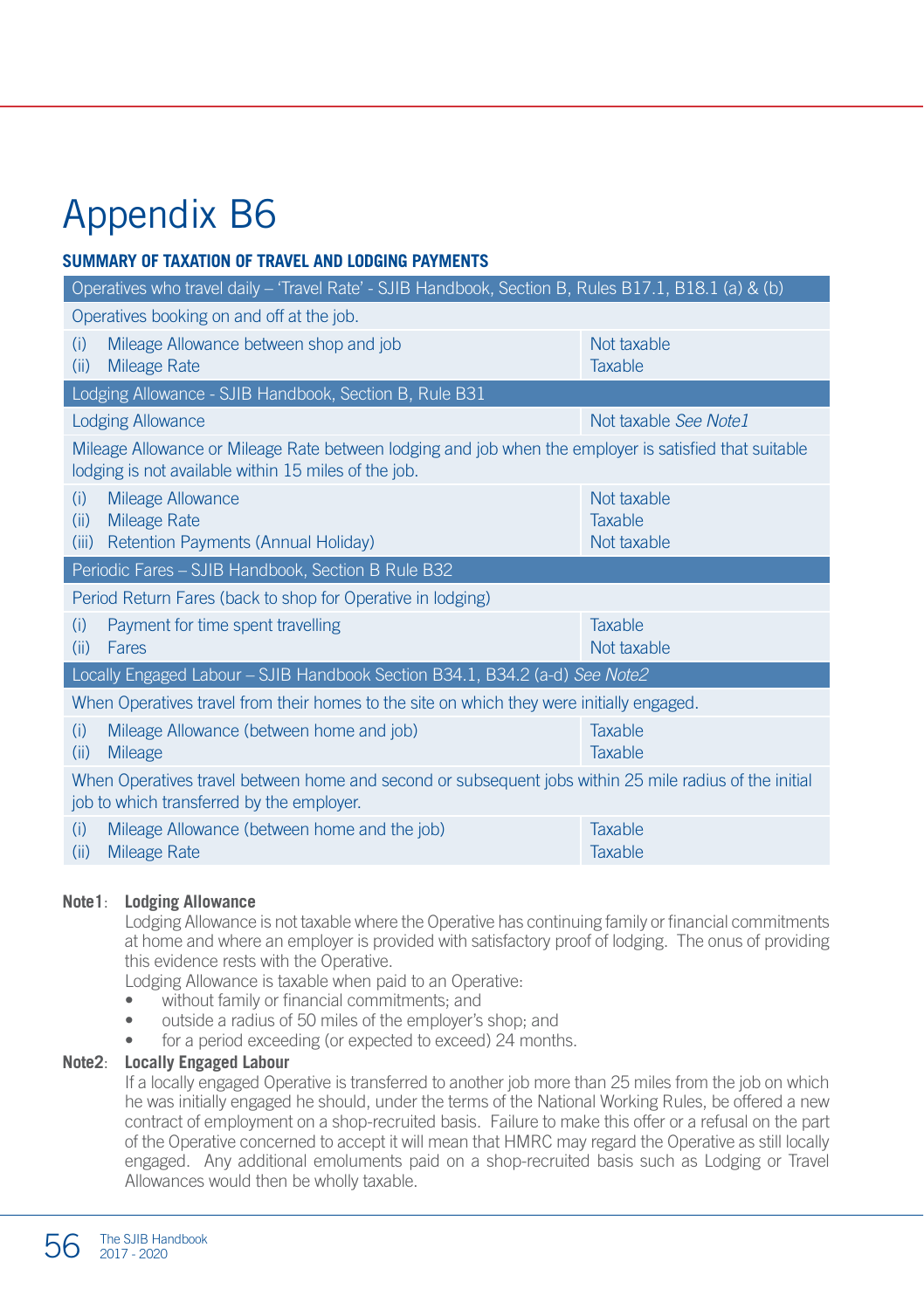# Appendix B6

**SUMMARY OF TAXATION OF TRAVEL AND LODGING PAYMENTS**

| Operatives who travel daily – 'Travel Rate' - SJIB Handbook, Section B, Rules B17.1, B18.1 (a) & (b) | |
|---|---|
| Operatives booking on and off at the job. | |
| (i) Mileage Allowance between shop and job<br>(ii) Mileage Rate | Not taxable<br>Taxable |
| **Lodging Allowance - SJIB Handbook, Section B, Rule B31** | |
| Lodging Allowance | Not taxable *See Note1* |
| Mileage Allowance or Mileage Rate between lodging and job when the employer is satisfied that suitable lodging is not available within 15 miles of the job. | |
| (i) Mileage Allowance<br>(ii) Mileage Rate<br>(iii) Retention Payments (Annual Holiday) | Not taxable<br>Taxable<br>Not taxable |
| **Periodic Fares – SJIB Handbook, Section B Rule B32** | |
| Period Return Fares (back to shop for Operative in lodging) | |
| (i) Payment for time spent travelling<br>(ii) Fares | Taxable<br>Not taxable |
| **Locally Engaged Labour – SJIB Handbook Section B34.1, B34.2 (a-d) *See Note2*** | |
| When Operatives travel from their homes to the site on which they were initially engaged. | |
| (i) Mileage Allowance (between home and job)<br>(ii) Mileage | Taxable<br>Taxable |
| When Operatives travel between home and second or subsequent jobs within 25 mile radius of the initial job to which transferred by the employer. | |
| (i) Mileage Allowance (between home and the job)<br>(ii) Mileage Rate | Taxable<br>Taxable |

**Note1**: **Lodging Allowance**

Lodging Allowance is not taxable where the Operative has continuing family or financial commitments at home and where an employer is provided with satisfactory proof of lodging. The onus of providing this evidence rests with the Operative.

Lodging Allowance is taxable when paid to an Operative:

- without family or financial commitments; and
- outside a radius of 50 miles of the employer's shop; and
- for a period exceeding (or expected to exceed) 24 months.

**Note2**: **Locally Engaged Labour**

If a locally engaged Operative is transferred to another job more than 25 miles from the job on which he was initially engaged he should, under the terms of the National Working Rules, be offered a new contract of employment on a shop-recruited basis. Failure to make this offer or a refusal on the part of the Operative concerned to accept it will mean that HMRC may regard the Operative as still locally engaged. Any additional emoluments paid on a shop-recruited basis such as Lodging or Travel Allowances would then be wholly taxable.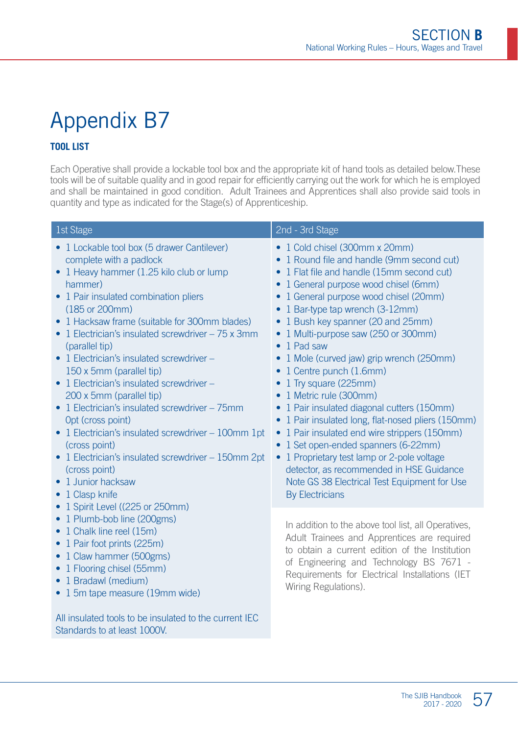# Appendix B7

**TOOL LIST**

Each Operative shall provide a lockable tool box and the appropriate kit of hand tools as detailed below.These tools will be of suitable quality and in good repair for efficiently carrying out the work for which he is employed and shall be maintained in good condition. Adult Trainees and Apprentices shall also provide said tools in quantity and type as indicated for the Stage(s) of Apprenticeship.

## 1st Stage

- 1 Lockable tool box (5 drawer Cantilever) complete with a padlock
- 1 Heavy hammer (1.25 kilo club or lump hammer)
- 1 Pair insulated combination pliers (185 or 200mm)
- 1 Hacksaw frame (suitable for 300mm blades)
- 1 Electrician's insulated screwdriver – 75 x 3mm (parallel tip)
- 1 Electrician's insulated screwdriver – 150 x 5mm (parallel tip)
- 1 Electrician's insulated screwdriver – 200 x 5mm (parallel tip)
- 1 Electrician's insulated screwdriver – 75mm 0pt (cross point)
- 1 Electrician's insulated screwdriver – 100mm 1pt (cross point)
- 1 Electrician's insulated screwdriver – 150mm 2pt (cross point)
- 1 Junior hacksaw
- 1 Clasp knife
- 1 Spirit Level ((225 or 250mm)
- 1 Plumb-bob line (200gms)
- 1 Chalk line reel (15m)
- 1 Pair foot prints (225m)
- 1 Claw hammer (500gms)
- 1 Flooring chisel (55mm)
- 1 Bradawl (medium)
- 1 5m tape measure (19mm wide)

All insulated tools to be insulated to the current IEC Standards to at least 1000V.

## 2nd - 3rd Stage

- 1 Cold chisel (300mm x 20mm)
- 1 Round file and handle (9mm second cut)
- 1 Flat file and handle (15mm second cut)
- 1 General purpose wood chisel (6mm)
- 1 General purpose wood chisel (20mm)
- 1 Bar-type tap wrench (3-12mm)
- 1 Bush key spanner (20 and 25mm)
- 1 Multi-purpose saw (250 or 300mm)
- 1 Pad saw
- 1 Mole (curved jaw) grip wrench (250mm)
- 1 Centre punch (1.6mm)
- 1 Try square (225mm)
- 1 Metric rule (300mm)
- 1 Pair insulated diagonal cutters (150mm)
- 1 Pair insulated long, flat-nosed pliers (150mm)
- 1 Pair insulated end wire strippers (150mm)
- 1 Set open-ended spanners (6-22mm)
- 1 Proprietary test lamp or 2-pole voltage detector, as recommended in HSE Guidance Note GS 38 Electrical Test Equipment for Use By Electricians

In addition to the above tool list, all Operatives, Adult Trainees and Apprentices are required to obtain a current edition of the Institution of Engineering and Technology BS 7671 - Requirements for Electrical Installations (IET Wiring Regulations).